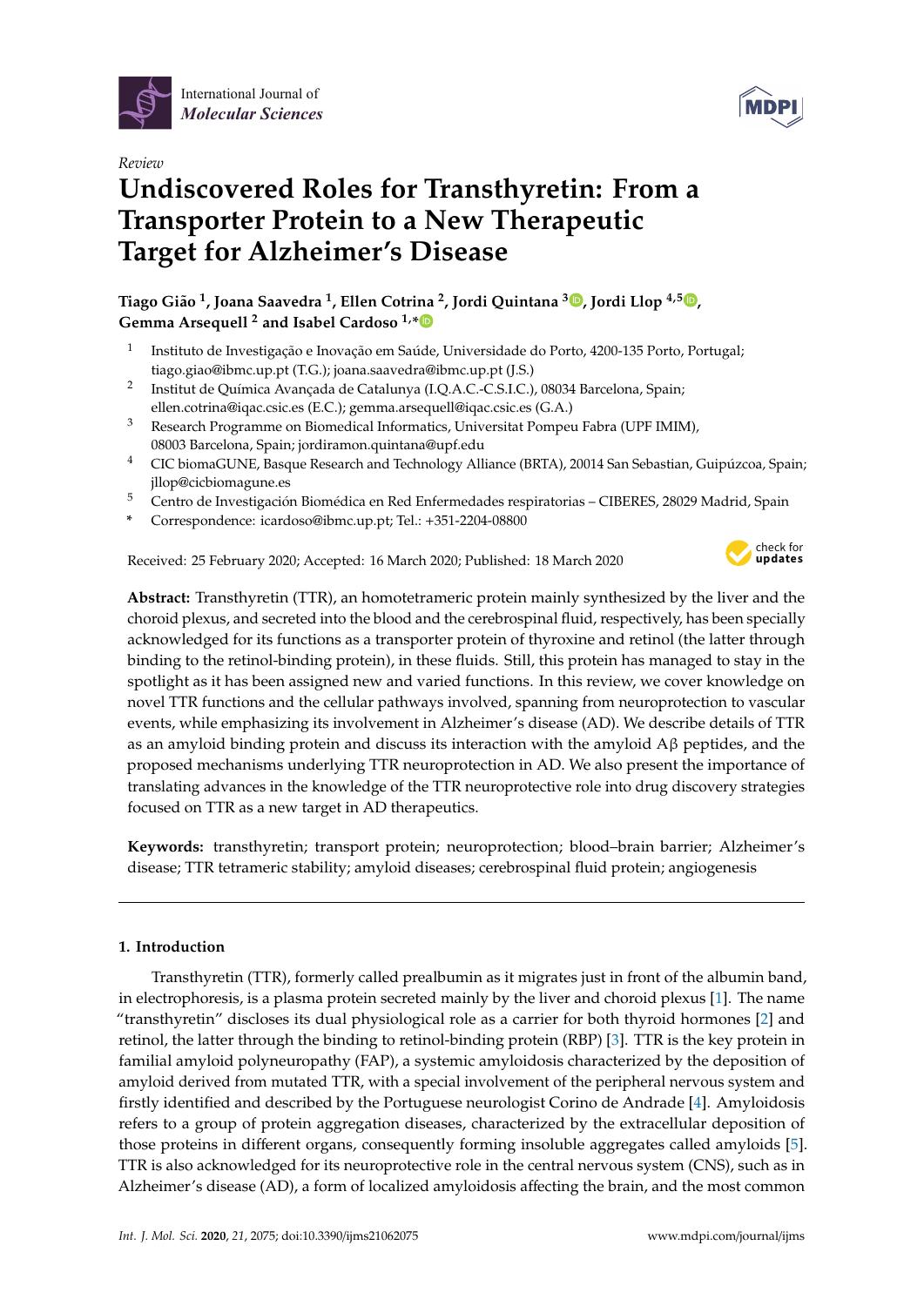Review

# Undiscovered Roles for Transthyretin: From a Transporter Protein to a New Therapeutic Target for Alzheimer's Disease

**Tiago Gião [1], Joana Saavedra [1], Ellen Cotrina [2], Jordi Quintana [3], Jordi Llop [4,5], Gemma Arsequell [2] and Isabel Cardoso [1,*]**

1. Instituto de Investigação e Inovação em Saúde, Universidade do Porto, 4200-135 Porto, Portugal; tiago.giao@ibmc.up.pt (T.G.); joana.saavedra@ibmc.up.pt (J.S.)
2. Institut de Química Avançada de Catalunya (I.Q.A.C.-C.S.I.C.), 08034 Barcelona, Spain; ellen.cotrina@iqac.csic.es (E.C.); gemma.arsequell@iqac.csic.es (G.A.)
3. Research Programme on Biomedical Informatics, Universitat Pompeu Fabra (UPF IMIM), 08003 Barcelona, Spain; jordiramon.quintana@upf.edu
4. CIC biomaGUNE, Basque Research and Technology Alliance (BRTA), 20014 San Sebastian, Guipúzcoa, Spain; jllop@cicbiomagune.es
5. Centro de Investigación Biomédica en Red Enfermedades respiratorias – CIBERES, 28029 Madrid, Spain

\* Correspondence: icardoso@ibmc.up.pt; Tel.: +351-2204-08800

Received: 25 February 2020; Accepted: 16 March 2020; Published: 18 March 2020

**Abstract:** Transthyretin (TTR), an homotetrameric protein mainly synthesized by the liver and the choroid plexus, and secreted into the blood and the cerebrospinal fluid, respectively, has been specially acknowledged for its functions as a transporter protein of thyroxine and retinol (the latter through binding to the retinol-binding protein), in these fluids. Still, this protein has managed to stay in the spotlight as it has been assigned new and varied functions. In this review, we cover knowledge on novel TTR functions and the cellular pathways involved, spanning from neuroprotection to vascular events, while emphasizing its involvement in Alzheimer's disease (AD). We describe details of TTR as an amyloid binding protein and discuss its interaction with the amyloid Aβ peptides, and the proposed mechanisms underlying TTR neuroprotection in AD. We also present the importance of translating advances in the knowledge of the TTR neuroprotective role into drug discovery strategies focused on TTR as a new target in AD therapeutics.

**Keywords:** transthyretin; transport protein; neuroprotection; blood–brain barrier; Alzheimer's disease; TTR tetrameric stability; amyloid diseases; cerebrospinal fluid protein; angiogenesis

## 1. Introduction

Transthyretin (TTR), formerly called prealbumin as it migrates just in front of the albumin band, in electrophoresis, is a plasma protein secreted mainly by the liver and choroid plexus [1]. The name "transthyretin" discloses its dual physiological role as a carrier for both thyroid hormones [2] and retinol, the latter through the binding to retinol-binding protein (RBP) [3]. TTR is the key protein in familial amyloid polyneuropathy (FAP), a systemic amyloidosis characterized by the deposition of amyloid derived from mutated TTR, with a special involvement of the peripheral nervous system and firstly identified and described by the Portuguese neurologist Corino de Andrade [4]. Amyloidosis refers to a group of protein aggregation diseases, characterized by the extracellular deposition of those proteins in different organs, consequently forming insoluble aggregates called amyloids [5]. TTR is also acknowledged for its neuroprotective role in the central nervous system (CNS), such as in Alzheimer's disease (AD), a form of localized amyloidosis affecting the brain, and the most common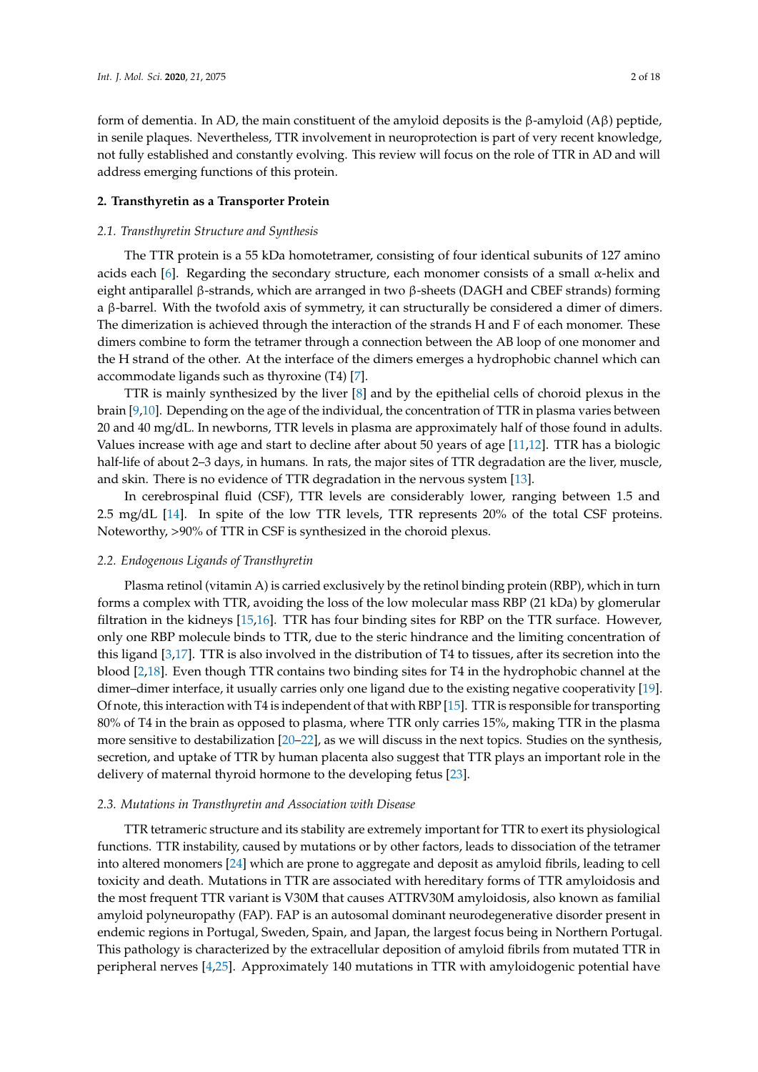form of dementia. In AD, the main constituent of the amyloid deposits is the β-amyloid (Aβ) peptide, in senile plaques. Nevertheless, TTR involvement in neuroprotection is part of very recent knowledge, not fully established and constantly evolving. This review will focus on the role of TTR in AD and will address emerging functions of this protein.

## 2. Transthyretin as a Transporter Protein

### *2.1. Transthyretin Structure and Synthesis*

The TTR protein is a 55 kDa homotetramer, consisting of four identical subunits of 127 amino acids each [6]. Regarding the secondary structure, each monomer consists of a small α-helix and eight antiparallel β-strands, which are arranged in two β-sheets (DAGH and CBEF strands) forming a β-barrel. With the twofold axis of symmetry, it can structurally be considered a dimer of dimers. The dimerization is achieved through the interaction of the strands H and F of each monomer. These dimers combine to form the tetramer through a connection between the AB loop of one monomer and the H strand of the other. At the interface of the dimers emerges a hydrophobic channel which can accommodate ligands such as thyroxine (T4) [7].

TTR is mainly synthesized by the liver [8] and by the epithelial cells of choroid plexus in the brain [9,10]. Depending on the age of the individual, the concentration of TTR in plasma varies between 20 and 40 mg/dL. In newborns, TTR levels in plasma are approximately half of those found in adults. Values increase with age and start to decline after about 50 years of age [11,12]. TTR has a biologic half-life of about 2–3 days, in humans. In rats, the major sites of TTR degradation are the liver, muscle, and skin. There is no evidence of TTR degradation in the nervous system [13].

In cerebrospinal fluid (CSF), TTR levels are considerably lower, ranging between 1.5 and 2.5 mg/dL [14]. In spite of the low TTR levels, TTR represents 20% of the total CSF proteins. Noteworthy, >90% of TTR in CSF is synthesized in the choroid plexus.

### *2.2. Endogenous Ligands of Transthyretin*

Plasma retinol (vitamin A) is carried exclusively by the retinol binding protein (RBP), which in turn forms a complex with TTR, avoiding the loss of the low molecular mass RBP (21 kDa) by glomerular filtration in the kidneys [15,16]. TTR has four binding sites for RBP on the TTR surface. However, only one RBP molecule binds to TTR, due to the steric hindrance and the limiting concentration of this ligand [3,17]. TTR is also involved in the distribution of T4 to tissues, after its secretion into the blood [2,18]. Even though TTR contains two binding sites for T4 in the hydrophobic channel at the dimer–dimer interface, it usually carries only one ligand due to the existing negative cooperativity [19]. Of note, this interaction with T4 is independent of that with RBP [15]. TTR is responsible for transporting 80% of T4 in the brain as opposed to plasma, where TTR only carries 15%, making TTR in the plasma more sensitive to destabilization [20–22], as we will discuss in the next topics. Studies on the synthesis, secretion, and uptake of TTR by human placenta also suggest that TTR plays an important role in the delivery of maternal thyroid hormone to the developing fetus [23].

### *2.3. Mutations in Transthyretin and Association with Disease*

TTR tetrameric structure and its stability are extremely important for TTR to exert its physiological functions. TTR instability, caused by mutations or by other factors, leads to dissociation of the tetramer into altered monomers [24] which are prone to aggregate and deposit as amyloid fibrils, leading to cell toxicity and death. Mutations in TTR are associated with hereditary forms of TTR amyloidosis and the most frequent TTR variant is V30M that causes ATTRV30M amyloidosis, also known as familial amyloid polyneuropathy (FAP). FAP is an autosomal dominant neurodegenerative disorder present in endemic regions in Portugal, Sweden, Spain, and Japan, the largest focus being in Northern Portugal. This pathology is characterized by the extracellular deposition of amyloid fibrils from mutated TTR in peripheral nerves [4,25]. Approximately 140 mutations in TTR with amyloidogenic potential have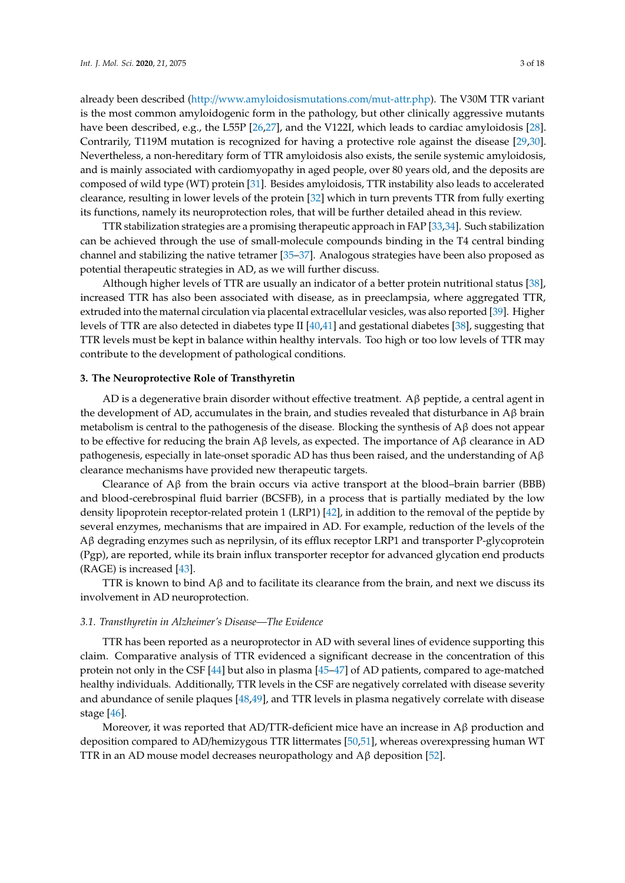already been described (http://www.amyloidosismutations.com/mut-attr.php). The V30M TTR variant is the most common amyloidogenic form in the pathology, but other clinically aggressive mutants have been described, e.g., the L55P [26,27], and the V122I, which leads to cardiac amyloidosis [28]. Contrarily, T119M mutation is recognized for having a protective role against the disease [29,30]. Nevertheless, a non-hereditary form of TTR amyloidosis also exists, the senile systemic amyloidosis, and is mainly associated with cardiomyopathy in aged people, over 80 years old, and the deposits are composed of wild type (WT) protein [31]. Besides amyloidosis, TTR instability also leads to accelerated clearance, resulting in lower levels of the protein [32] which in turn prevents TTR from fully exerting its functions, namely its neuroprotection roles, that will be further detailed ahead in this review.

TTR stabilization strategies are a promising therapeutic approach in FAP [33,34]. Such stabilization can be achieved through the use of small-molecule compounds binding in the T4 central binding channel and stabilizing the native tetramer [35–37]. Analogous strategies have been also proposed as potential therapeutic strategies in AD, as we will further discuss.

Although higher levels of TTR are usually an indicator of a better protein nutritional status [38], increased TTR has also been associated with disease, as in preeclampsia, where aggregated TTR, extruded into the maternal circulation via placental extracellular vesicles, was also reported [39]. Higher levels of TTR are also detected in diabetes type II [40,41] and gestational diabetes [38], suggesting that TTR levels must be kept in balance within healthy intervals. Too high or too low levels of TTR may contribute to the development of pathological conditions.

## 3. The Neuroprotective Role of Transthyretin

AD is a degenerative brain disorder without effective treatment. Aβ peptide, a central agent in the development of AD, accumulates in the brain, and studies revealed that disturbance in Aβ brain metabolism is central to the pathogenesis of the disease. Blocking the synthesis of Aβ does not appear to be effective for reducing the brain Aβ levels, as expected. The importance of Aβ clearance in AD pathogenesis, especially in late-onset sporadic AD has thus been raised, and the understanding of Aβ clearance mechanisms have provided new therapeutic targets.

Clearance of Aβ from the brain occurs via active transport at the blood–brain barrier (BBB) and blood-cerebrospinal fluid barrier (BCSFB), in a process that is partially mediated by the low density lipoprotein receptor-related protein 1 (LRP1) [42], in addition to the removal of the peptide by several enzymes, mechanisms that are impaired in AD. For example, reduction of the levels of the Aβ degrading enzymes such as neprilysin, of its efflux receptor LRP1 and transporter P-glycoprotein (Pgp), are reported, while its brain influx transporter receptor for advanced glycation end products (RAGE) is increased [43].

TTR is known to bind Aβ and to facilitate its clearance from the brain, and next we discuss its involvement in AD neuroprotection.

### 3.1. Transthyretin in Alzheimer's Disease—The Evidence

TTR has been reported as a neuroprotector in AD with several lines of evidence supporting this claim. Comparative analysis of TTR evidenced a significant decrease in the concentration of this protein not only in the CSF [44] but also in plasma [45–47] of AD patients, compared to age-matched healthy individuals. Additionally, TTR levels in the CSF are negatively correlated with disease severity and abundance of senile plaques [48,49], and TTR levels in plasma negatively correlate with disease stage [46].

Moreover, it was reported that AD/TTR-deficient mice have an increase in Aβ production and deposition compared to AD/hemizygous TTR littermates [50,51], whereas overexpressing human WT TTR in an AD mouse model decreases neuropathology and Aβ deposition [52].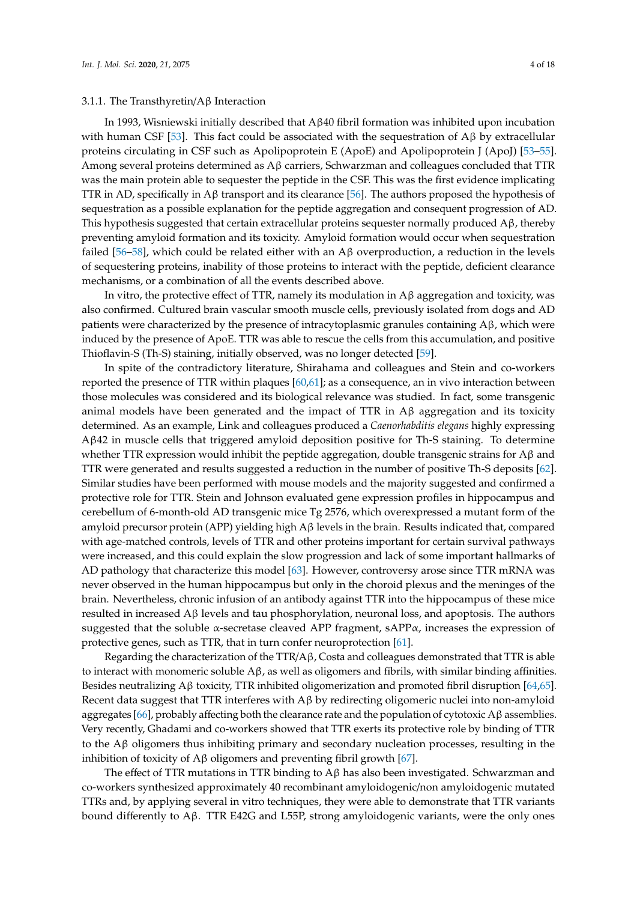#### 3.1.1. The Transthyretin/Aβ Interaction

In 1993, Wisniewski initially described that Aβ40 fibril formation was inhibited upon incubation with human CSF [53]. This fact could be associated with the sequestration of Aβ by extracellular proteins circulating in CSF such as Apolipoprotein E (ApoE) and Apolipoprotein J (ApoJ) [53–55]. Among several proteins determined as Aβ carriers, Schwarzman and colleagues concluded that TTR was the main protein able to sequester the peptide in the CSF. This was the first evidence implicating TTR in AD, specifically in Aβ transport and its clearance [56]. The authors proposed the hypothesis of sequestration as a possible explanation for the peptide aggregation and consequent progression of AD. This hypothesis suggested that certain extracellular proteins sequester normally produced Aβ, thereby preventing amyloid formation and its toxicity. Amyloid formation would occur when sequestration failed [56–58], which could be related either with an Aβ overproduction, a reduction in the levels of sequestering proteins, inability of those proteins to interact with the peptide, deficient clearance mechanisms, or a combination of all the events described above.

In vitro, the protective effect of TTR, namely its modulation in Aβ aggregation and toxicity, was also confirmed. Cultured brain vascular smooth muscle cells, previously isolated from dogs and AD patients were characterized by the presence of intracytoplasmic granules containing Aβ, which were induced by the presence of ApoE. TTR was able to rescue the cells from this accumulation, and positive Thioflavin-S (Th-S) staining, initially observed, was no longer detected [59].

In spite of the contradictory literature, Shirahama and colleagues and Stein and co-workers reported the presence of TTR within plaques [60,61]; as a consequence, an in vivo interaction between those molecules was considered and its biological relevance was studied. In fact, some transgenic animal models have been generated and the impact of TTR in Aβ aggregation and its toxicity determined. As an example, Link and colleagues produced a *Caenorhabditis elegans* highly expressing Aβ42 in muscle cells that triggered amyloid deposition positive for Th-S staining. To determine whether TTR expression would inhibit the peptide aggregation, double transgenic strains for Aβ and TTR were generated and results suggested a reduction in the number of positive Th-S deposits [62]. Similar studies have been performed with mouse models and the majority suggested and confirmed a protective role for TTR. Stein and Johnson evaluated gene expression profiles in hippocampus and cerebellum of 6-month-old AD transgenic mice Tg 2576, which overexpressed a mutant form of the amyloid precursor protein (APP) yielding high Aβ levels in the brain. Results indicated that, compared with age-matched controls, levels of TTR and other proteins important for certain survival pathways were increased, and this could explain the slow progression and lack of some important hallmarks of AD pathology that characterize this model [63]. However, controversy arose since TTR mRNA was never observed in the human hippocampus but only in the choroid plexus and the meninges of the brain. Nevertheless, chronic infusion of an antibody against TTR into the hippocampus of these mice resulted in increased Aβ levels and tau phosphorylation, neuronal loss, and apoptosis. The authors suggested that the soluble α-secretase cleaved APP fragment, sAPPα, increases the expression of protective genes, such as TTR, that in turn confer neuroprotection [61].

Regarding the characterization of the TTR/Aβ, Costa and colleagues demonstrated that TTR is able to interact with monomeric soluble Aβ, as well as oligomers and fibrils, with similar binding affinities. Besides neutralizing Aβ toxicity, TTR inhibited oligomerization and promoted fibril disruption [64,65]. Recent data suggest that TTR interferes with Aβ by redirecting oligomeric nuclei into non-amyloid aggregates [66], probably affecting both the clearance rate and the population of cytotoxic Aβ assemblies. Very recently, Ghadami and co-workers showed that TTR exerts its protective role by binding of TTR to the Aβ oligomers thus inhibiting primary and secondary nucleation processes, resulting in the inhibition of toxicity of Aβ oligomers and preventing fibril growth [67].

The effect of TTR mutations in TTR binding to Aβ has also been investigated. Schwarzman and co-workers synthesized approximately 40 recombinant amyloidogenic/non amyloidogenic mutated TTRs and, by applying several in vitro techniques, they were able to demonstrate that TTR variants bound differently to Aβ. TTR E42G and L55P, strong amyloidogenic variants, were the only ones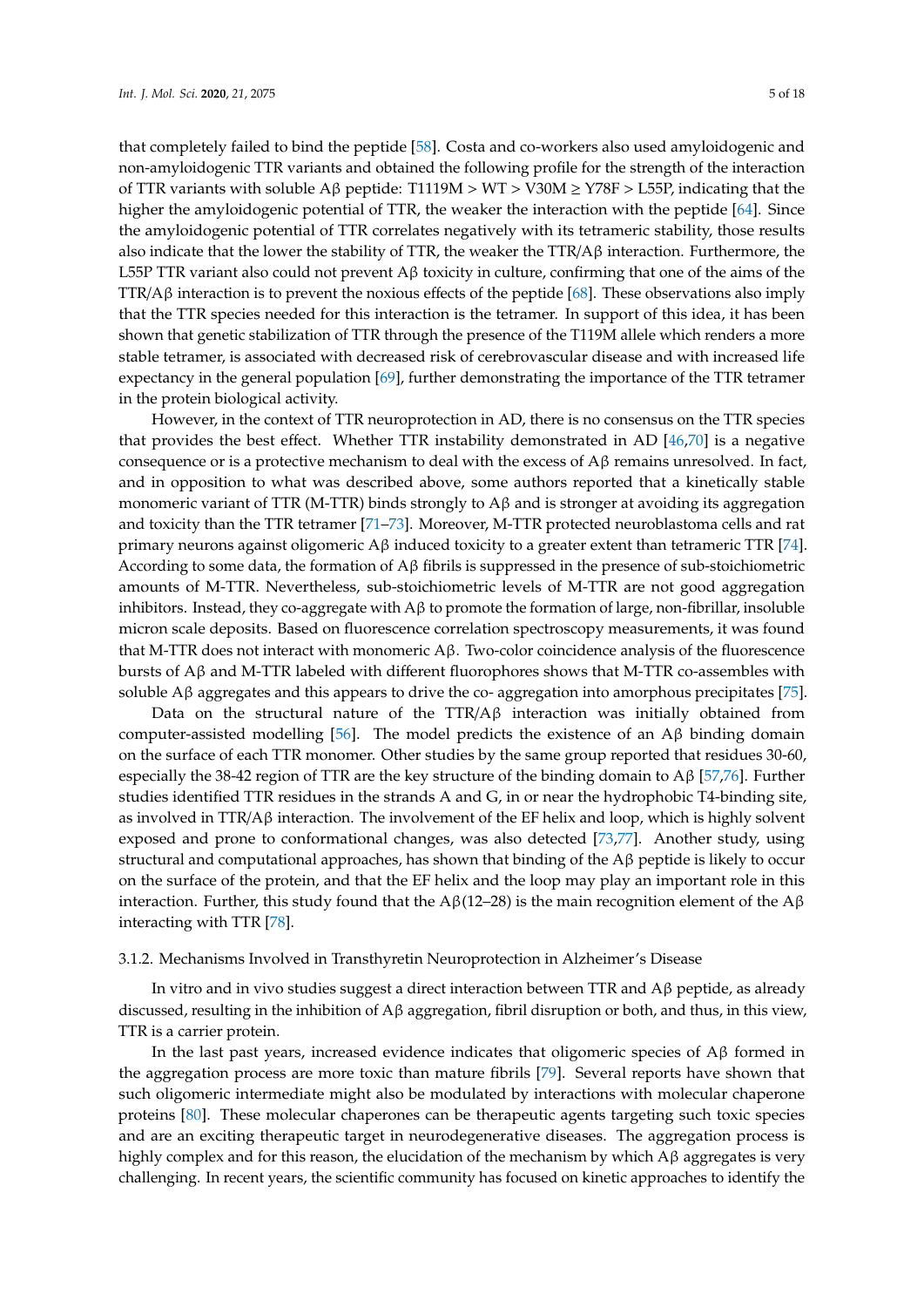that completely failed to bind the peptide [58]. Costa and co-workers also used amyloidogenic and non-amyloidogenic TTR variants and obtained the following profile for the strength of the interaction of TTR variants with soluble Aβ peptide: T1119M > WT > V30M ≥ Y78F > L55P, indicating that the higher the amyloidogenic potential of TTR, the weaker the interaction with the peptide [64]. Since the amyloidogenic potential of TTR correlates negatively with its tetrameric stability, those results also indicate that the lower the stability of TTR, the weaker the TTR/Aβ interaction. Furthermore, the L55P TTR variant also could not prevent Aβ toxicity in culture, confirming that one of the aims of the TTR/Aβ interaction is to prevent the noxious effects of the peptide [68]. These observations also imply that the TTR species needed for this interaction is the tetramer. In support of this idea, it has been shown that genetic stabilization of TTR through the presence of the T119M allele which renders a more stable tetramer, is associated with decreased risk of cerebrovascular disease and with increased life expectancy in the general population [69], further demonstrating the importance of the TTR tetramer in the protein biological activity.

However, in the context of TTR neuroprotection in AD, there is no consensus on the TTR species that provides the best effect. Whether TTR instability demonstrated in AD [46,70] is a negative consequence or is a protective mechanism to deal with the excess of Aβ remains unresolved. In fact, and in opposition to what was described above, some authors reported that a kinetically stable monomeric variant of TTR (M-TTR) binds strongly to Aβ and is stronger at avoiding its aggregation and toxicity than the TTR tetramer [71–73]. Moreover, M-TTR protected neuroblastoma cells and rat primary neurons against oligomeric Aβ induced toxicity to a greater extent than tetrameric TTR [74]. According to some data, the formation of Aβ fibrils is suppressed in the presence of sub-stoichiometric amounts of M-TTR. Nevertheless, sub-stoichiometric levels of M-TTR are not good aggregation inhibitors. Instead, they co-aggregate with Aβ to promote the formation of large, non-fibrillar, insoluble micron scale deposits. Based on fluorescence correlation spectroscopy measurements, it was found that M-TTR does not interact with monomeric Aβ. Two-color coincidence analysis of the fluorescence bursts of Aβ and M-TTR labeled with different fluorophores shows that M-TTR co-assembles with soluble Aβ aggregates and this appears to drive the co- aggregation into amorphous precipitates [75].

Data on the structural nature of the TTR/Aβ interaction was initially obtained from computer-assisted modelling [56]. The model predicts the existence of an Aβ binding domain on the surface of each TTR monomer. Other studies by the same group reported that residues 30-60, especially the 38-42 region of TTR are the key structure of the binding domain to Aβ [57,76]. Further studies identified TTR residues in the strands A and G, in or near the hydrophobic T4-binding site, as involved in TTR/Aβ interaction. The involvement of the EF helix and loop, which is highly solvent exposed and prone to conformational changes, was also detected [73,77]. Another study, using structural and computational approaches, has shown that binding of the Aβ peptide is likely to occur on the surface of the protein, and that the EF helix and the loop may play an important role in this interaction. Further, this study found that the Aβ(12–28) is the main recognition element of the Aβ interacting with TTR [78].

### 3.1.2. Mechanisms Involved in Transthyretin Neuroprotection in Alzheimer's Disease

In vitro and in vivo studies suggest a direct interaction between TTR and Aβ peptide, as already discussed, resulting in the inhibition of Aβ aggregation, fibril disruption or both, and thus, in this view, TTR is a carrier protein.

In the last past years, increased evidence indicates that oligomeric species of Aβ formed in the aggregation process are more toxic than mature fibrils [79]. Several reports have shown that such oligomeric intermediate might also be modulated by interactions with molecular chaperone proteins [80]. These molecular chaperones can be therapeutic agents targeting such toxic species and are an exciting therapeutic target in neurodegenerative diseases. The aggregation process is highly complex and for this reason, the elucidation of the mechanism by which Aβ aggregates is very challenging. In recent years, the scientific community has focused on kinetic approaches to identify the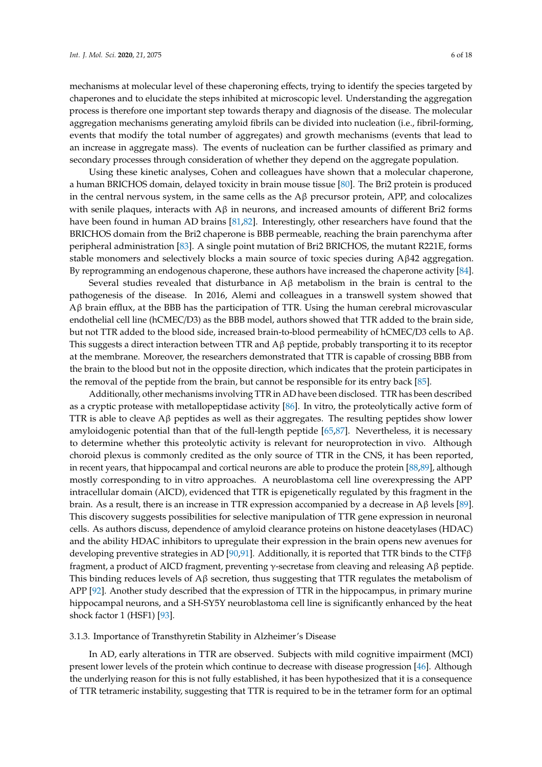mechanisms at molecular level of these chaperoning effects, trying to identify the species targeted by chaperones and to elucidate the steps inhibited at microscopic level. Understanding the aggregation process is therefore one important step towards therapy and diagnosis of the disease. The molecular aggregation mechanisms generating amyloid fibrils can be divided into nucleation (i.e., fibril-forming, events that modify the total number of aggregates) and growth mechanisms (events that lead to an increase in aggregate mass). The events of nucleation can be further classified as primary and secondary processes through consideration of whether they depend on the aggregate population.

Using these kinetic analyses, Cohen and colleagues have shown that a molecular chaperone, a human BRICHOS domain, delayed toxicity in brain mouse tissue [80]. The Bri2 protein is produced in the central nervous system, in the same cells as the Aβ precursor protein, APP, and colocalizes with senile plaques, interacts with Aβ in neurons, and increased amounts of different Bri2 forms have been found in human AD brains [81,82]. Interestingly, other researchers have found that the BRICHOS domain from the Bri2 chaperone is BBB permeable, reaching the brain parenchyma after peripheral administration [83]. A single point mutation of Bri2 BRICHOS, the mutant R221E, forms stable monomers and selectively blocks a main source of toxic species during Aβ42 aggregation. By reprogramming an endogenous chaperone, these authors have increased the chaperone activity [84].

Several studies revealed that disturbance in Aβ metabolism in the brain is central to the pathogenesis of the disease. In 2016, Alemi and colleagues in a transwell system showed that Aβ brain efflux, at the BBB has the participation of TTR. Using the human cerebral microvascular endothelial cell line (hCMEC/D3) as the BBB model, authors showed that TTR added to the brain side, but not TTR added to the blood side, increased brain-to-blood permeability of hCMEC/D3 cells to Aβ. This suggests a direct interaction between TTR and Aβ peptide, probably transporting it to its receptor at the membrane. Moreover, the researchers demonstrated that TTR is capable of crossing BBB from the brain to the blood but not in the opposite direction, which indicates that the protein participates in the removal of the peptide from the brain, but cannot be responsible for its entry back [85].

Additionally, other mechanisms involving TTR in AD have been disclosed. TTR has been described as a cryptic protease with metallopeptidase activity [86]. In vitro, the proteolytically active form of TTR is able to cleave Aβ peptides as well as their aggregates. The resulting peptides show lower amyloidogenic potential than that of the full-length peptide [65,87]. Nevertheless, it is necessary to determine whether this proteolytic activity is relevant for neuroprotection in vivo. Although choroid plexus is commonly credited as the only source of TTR in the CNS, it has been reported, in recent years, that hippocampal and cortical neurons are able to produce the protein [88,89], although mostly corresponding to in vitro approaches. A neuroblastoma cell line overexpressing the APP intracellular domain (AICD), evidenced that TTR is epigenetically regulated by this fragment in the brain. As a result, there is an increase in TTR expression accompanied by a decrease in Aβ levels [89]. This discovery suggests possibilities for selective manipulation of TTR gene expression in neuronal cells. As authors discuss, dependence of amyloid clearance proteins on histone deacetylases (HDAC) and the ability HDAC inhibitors to upregulate their expression in the brain opens new avenues for developing preventive strategies in AD [90,91]. Additionally, it is reported that TTR binds to the CTFβ fragment, a product of AICD fragment, preventing γ-secretase from cleaving and releasing Aβ peptide. This binding reduces levels of Aβ secretion, thus suggesting that TTR regulates the metabolism of APP [92]. Another study described that the expression of TTR in the hippocampus, in primary murine hippocampal neurons, and a SH-SY5Y neuroblastoma cell line is significantly enhanced by the heat shock factor 1 (HSF1) [93].

#### 3.1.3. Importance of Transthyretin Stability in Alzheimer's Disease

In AD, early alterations in TTR are observed. Subjects with mild cognitive impairment (MCI) present lower levels of the protein which continue to decrease with disease progression [46]. Although the underlying reason for this is not fully established, it has been hypothesized that it is a consequence of TTR tetrameric instability, suggesting that TTR is required to be in the tetramer form for an optimal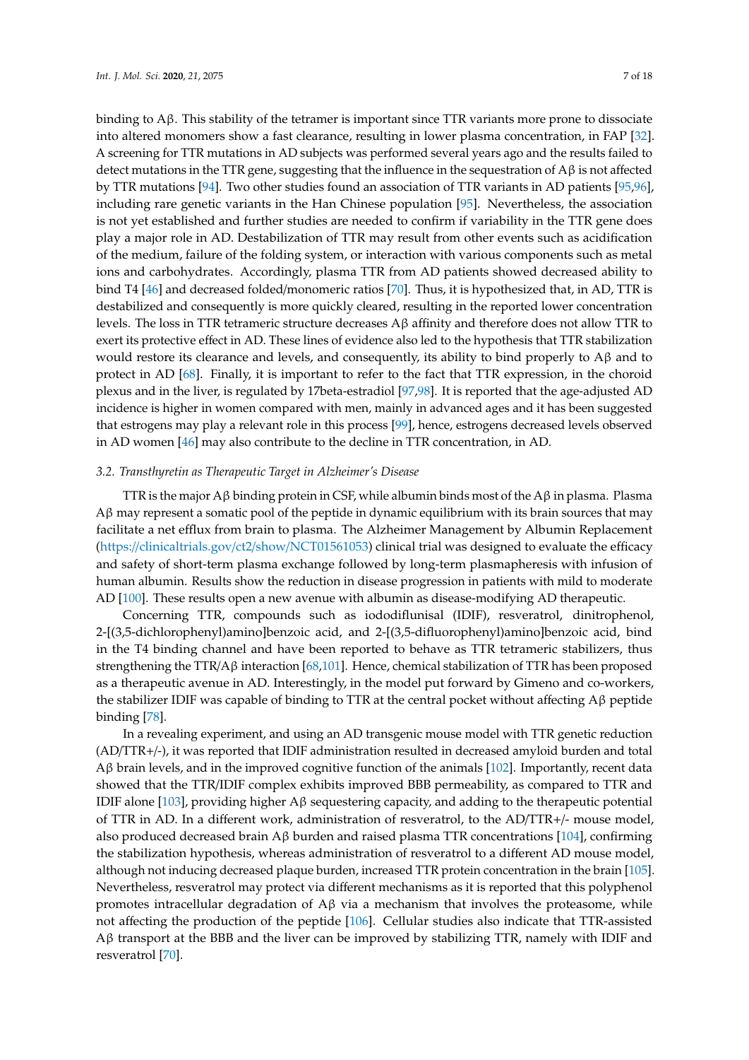binding to Aβ. This stability of the tetramer is important since TTR variants more prone to dissociate into altered monomers show a fast clearance, resulting in lower plasma concentration, in FAP [32]. A screening for TTR mutations in AD subjects was performed several years ago and the results failed to detect mutations in the TTR gene, suggesting that the influence in the sequestration of Aβ is not affected by TTR mutations [94]. Two other studies found an association of TTR variants in AD patients [95,96], including rare genetic variants in the Han Chinese population [95]. Nevertheless, the association is not yet established and further studies are needed to confirm if variability in the TTR gene does play a major role in AD. Destabilization of TTR may result from other events such as acidification of the medium, failure of the folding system, or interaction with various components such as metal ions and carbohydrates. Accordingly, plasma TTR from AD patients showed decreased ability to bind T4 [46] and decreased folded/monomeric ratios [70]. Thus, it is hypothesized that, in AD, TTR is destabilized and consequently is more quickly cleared, resulting in the reported lower concentration levels. The loss in TTR tetrameric structure decreases Aβ affinity and therefore does not allow TTR to exert its protective effect in AD. These lines of evidence also led to the hypothesis that TTR stabilization would restore its clearance and levels, and consequently, its ability to bind properly to Aβ and to protect in AD [68]. Finally, it is important to refer to the fact that TTR expression, in the choroid plexus and in the liver, is regulated by 17beta-estradiol [97,98]. It is reported that the age-adjusted AD incidence is higher in women compared with men, mainly in advanced ages and it has been suggested that estrogens may play a relevant role in this process [99], hence, estrogens decreased levels observed in AD women [46] may also contribute to the decline in TTR concentration, in AD.

### *3.2. Transthyretin as Therapeutic Target in Alzheimer's Disease*

TTR is the major Aβ binding protein in CSF, while albumin binds most of the Aβ in plasma. Plasma Aβ may represent a somatic pool of the peptide in dynamic equilibrium with its brain sources that may facilitate a net efflux from brain to plasma. The Alzheimer Management by Albumin Replacement (https://clinicaltrials.gov/ct2/show/NCT01561053) clinical trial was designed to evaluate the efficacy and safety of short-term plasma exchange followed by long-term plasmapheresis with infusion of human albumin. Results show the reduction in disease progression in patients with mild to moderate AD [100]. These results open a new avenue with albumin as disease-modifying AD therapeutic.

Concerning TTR, compounds such as iododiflunisal (IDIF), resveratrol, dinitrophenol, 2-[(3,5-dichlorophenyl)amino]benzoic acid, and 2-[(3,5-difluorophenyl)amino]benzoic acid, bind in the T4 binding channel and have been reported to behave as TTR tetrameric stabilizers, thus strengthening the TTR/Aβ interaction [68,101]. Hence, chemical stabilization of TTR has been proposed as a therapeutic avenue in AD. Interestingly, in the model put forward by Gimeno and co-workers, the stabilizer IDIF was capable of binding to TTR at the central pocket without affecting Aβ peptide binding [78].

In a revealing experiment, and using an AD transgenic mouse model with TTR genetic reduction (AD/TTR+/-), it was reported that IDIF administration resulted in decreased amyloid burden and total Aβ brain levels, and in the improved cognitive function of the animals [102]. Importantly, recent data showed that the TTR/IDIF complex exhibits improved BBB permeability, as compared to TTR and IDIF alone [103], providing higher Aβ sequestering capacity, and adding to the therapeutic potential of TTR in AD. In a different work, administration of resveratrol, to the AD/TTR+/- mouse model, also produced decreased brain Aβ burden and raised plasma TTR concentrations [104], confirming the stabilization hypothesis, whereas administration of resveratrol to a different AD mouse model, although not inducing decreased plaque burden, increased TTR protein concentration in the brain [105]. Nevertheless, resveratrol may protect via different mechanisms as it is reported that this polyphenol promotes intracellular degradation of Aβ via a mechanism that involves the proteasome, while not affecting the production of the peptide [106]. Cellular studies also indicate that TTR-assisted Aβ transport at the BBB and the liver can be improved by stabilizing TTR, namely with IDIF and resveratrol [70].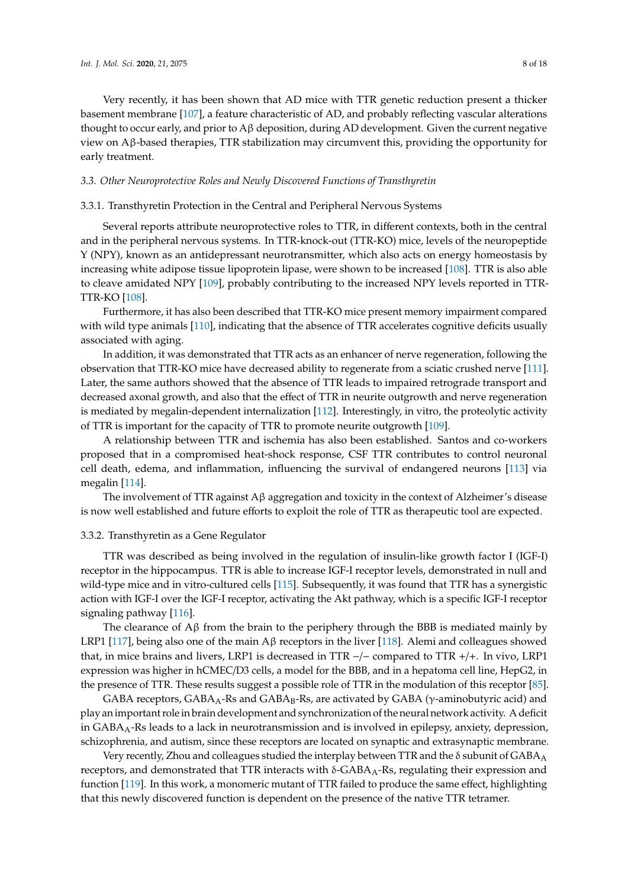Very recently, it has been shown that AD mice with TTR genetic reduction present a thicker basement membrane [107], a feature characteristic of AD, and probably reflecting vascular alterations thought to occur early, and prior to Aβ deposition, during AD development. Given the current negative view on Aβ-based therapies, TTR stabilization may circumvent this, providing the opportunity for early treatment.

### *3.3. Other Neuroprotective Roles and Newly Discovered Functions of Transthyretin*

#### 3.3.1. Transthyretin Protection in the Central and Peripheral Nervous Systems

Several reports attribute neuroprotective roles to TTR, in different contexts, both in the central and in the peripheral nervous systems. In TTR-knock-out (TTR-KO) mice, levels of the neuropeptide Y (NPY), known as an antidepressant neurotransmitter, which also acts on energy homeostasis by increasing white adipose tissue lipoprotein lipase, were shown to be increased [108]. TTR is also able to cleave amidated NPY [109], probably contributing to the increased NPY levels reported in TTR-TTR-KO [108].

Furthermore, it has also been described that TTR-KO mice present memory impairment compared with wild type animals [110], indicating that the absence of TTR accelerates cognitive deficits usually associated with aging.

In addition, it was demonstrated that TTR acts as an enhancer of nerve regeneration, following the observation that TTR-KO mice have decreased ability to regenerate from a sciatic crushed nerve [111]. Later, the same authors showed that the absence of TTR leads to impaired retrograde transport and decreased axonal growth, and also that the effect of TTR in neurite outgrowth and nerve regeneration is mediated by megalin-dependent internalization [112]. Interestingly, in vitro, the proteolytic activity of TTR is important for the capacity of TTR to promote neurite outgrowth [109].

A relationship between TTR and ischemia has also been established. Santos and co-workers proposed that in a compromised heat-shock response, CSF TTR contributes to control neuronal cell death, edema, and inflammation, influencing the survival of endangered neurons [113] via megalin [114].

The involvement of TTR against Aβ aggregation and toxicity in the context of Alzheimer's disease is now well established and future efforts to exploit the role of TTR as therapeutic tool are expected.

#### 3.3.2. Transthyretin as a Gene Regulator

TTR was described as being involved in the regulation of insulin-like growth factor I (IGF-I) receptor in the hippocampus. TTR is able to increase IGF-I receptor levels, demonstrated in null and wild-type mice and in vitro-cultured cells [115]. Subsequently, it was found that TTR has a synergistic action with IGF-I over the IGF-I receptor, activating the Akt pathway, which is a specific IGF-I receptor signaling pathway [116].

The clearance of Aβ from the brain to the periphery through the BBB is mediated mainly by LRP1 [117], being also one of the main Aβ receptors in the liver [118]. Alemi and colleagues showed that, in mice brains and livers, LRP1 is decreased in TTR −/− compared to TTR +/+. In vivo, LRP1 expression was higher in hCMEC/D3 cells, a model for the BBB, and in a hepatoma cell line, HepG2, in the presence of TTR. These results suggest a possible role of TTR in the modulation of this receptor [85].

GABA receptors, $GABA_A$-Rs and $GABA_B$-Rs, are activated by GABA (γ-aminobutyric acid) and play an important role in brain development and synchronization of the neural network activity. A deficit in $GABA_A$-Rs leads to a lack in neurotransmission and is involved in epilepsy, anxiety, depression, schizophrenia, and autism, since these receptors are located on synaptic and extrasynaptic membrane.

Very recently, Zhou and colleagues studied the interplay between TTR and the δ subunit of $GABA_A$ receptors, and demonstrated that TTR interacts with δ-$GABA_A$-Rs, regulating their expression and function [119]. In this work, a monomeric mutant of TTR failed to produce the same effect, highlighting that this newly discovered function is dependent on the presence of the native TTR tetramer.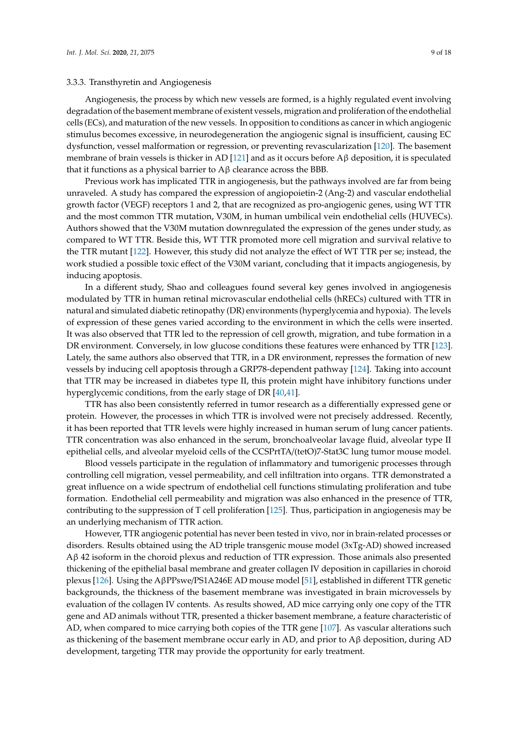#### 3.3.3. Transthyretin and Angiogenesis

Angiogenesis, the process by which new vessels are formed, is a highly regulated event involving degradation of the basement membrane of existent vessels, migration and proliferation of the endothelial cells (ECs), and maturation of the new vessels. In opposition to conditions as cancer in which angiogenic stimulus becomes excessive, in neurodegeneration the angiogenic signal is insufficient, causing EC dysfunction, vessel malformation or regression, or preventing revascularization [120]. The basement membrane of brain vessels is thicker in AD [121] and as it occurs before Aβ deposition, it is speculated that it functions as a physical barrier to Aβ clearance across the BBB.

Previous work has implicated TTR in angiogenesis, but the pathways involved are far from being unraveled. A study has compared the expression of angiopoietin-2 (Ang-2) and vascular endothelial growth factor (VEGF) receptors 1 and 2, that are recognized as pro-angiogenic genes, using WT TTR and the most common TTR mutation, V30M, in human umbilical vein endothelial cells (HUVECs). Authors showed that the V30M mutation downregulated the expression of the genes under study, as compared to WT TTR. Beside this, WT TTR promoted more cell migration and survival relative to the TTR mutant [122]. However, this study did not analyze the effect of WT TTR per se; instead, the work studied a possible toxic effect of the V30M variant, concluding that it impacts angiogenesis, by inducing apoptosis.

In a different study, Shao and colleagues found several key genes involved in angiogenesis modulated by TTR in human retinal microvascular endothelial cells (hRECs) cultured with TTR in natural and simulated diabetic retinopathy (DR) environments (hyperglycemia and hypoxia). The levels of expression of these genes varied according to the environment in which the cells were inserted. It was also observed that TTR led to the repression of cell growth, migration, and tube formation in a DR environment. Conversely, in low glucose conditions these features were enhanced by TTR [123]. Lately, the same authors also observed that TTR, in a DR environment, represses the formation of new vessels by inducing cell apoptosis through a GRP78-dependent pathway [124]. Taking into account that TTR may be increased in diabetes type II, this protein might have inhibitory functions under hyperglycemic conditions, from the early stage of DR [40,41].

TTR has also been consistently referred in tumor research as a differentially expressed gene or protein. However, the processes in which TTR is involved were not precisely addressed. Recently, it has been reported that TTR levels were highly increased in human serum of lung cancer patients. TTR concentration was also enhanced in the serum, bronchoalveolar lavage fluid, alveolar type II epithelial cells, and alveolar myeloid cells of the CCSPrtTA/(tetO)7-Stat3C lung tumor mouse model.

Blood vessels participate in the regulation of inflammatory and tumorigenic processes through controlling cell migration, vessel permeability, and cell infiltration into organs. TTR demonstrated a great influence on a wide spectrum of endothelial cell functions stimulating proliferation and tube formation. Endothelial cell permeability and migration was also enhanced in the presence of TTR, contributing to the suppression of T cell proliferation [125]. Thus, participation in angiogenesis may be an underlying mechanism of TTR action.

However, TTR angiogenic potential has never been tested in vivo, nor in brain-related processes or disorders. Results obtained using the AD triple transgenic mouse model (3xTg-AD) showed increased Aβ 42 isoform in the choroid plexus and reduction of TTR expression. Those animals also presented thickening of the epithelial basal membrane and greater collagen IV deposition in capillaries in choroid plexus [126]. Using the AβPPswe/PS1A246E AD mouse model [51], established in different TTR genetic backgrounds, the thickness of the basement membrane was investigated in brain microvessels by evaluation of the collagen IV contents. As results showed, AD mice carrying only one copy of the TTR gene and AD animals without TTR, presented a thicker basement membrane, a feature characteristic of AD, when compared to mice carrying both copies of the TTR gene [107]. As vascular alterations such as thickening of the basement membrane occur early in AD, and prior to Aβ deposition, during AD development, targeting TTR may provide the opportunity for early treatment.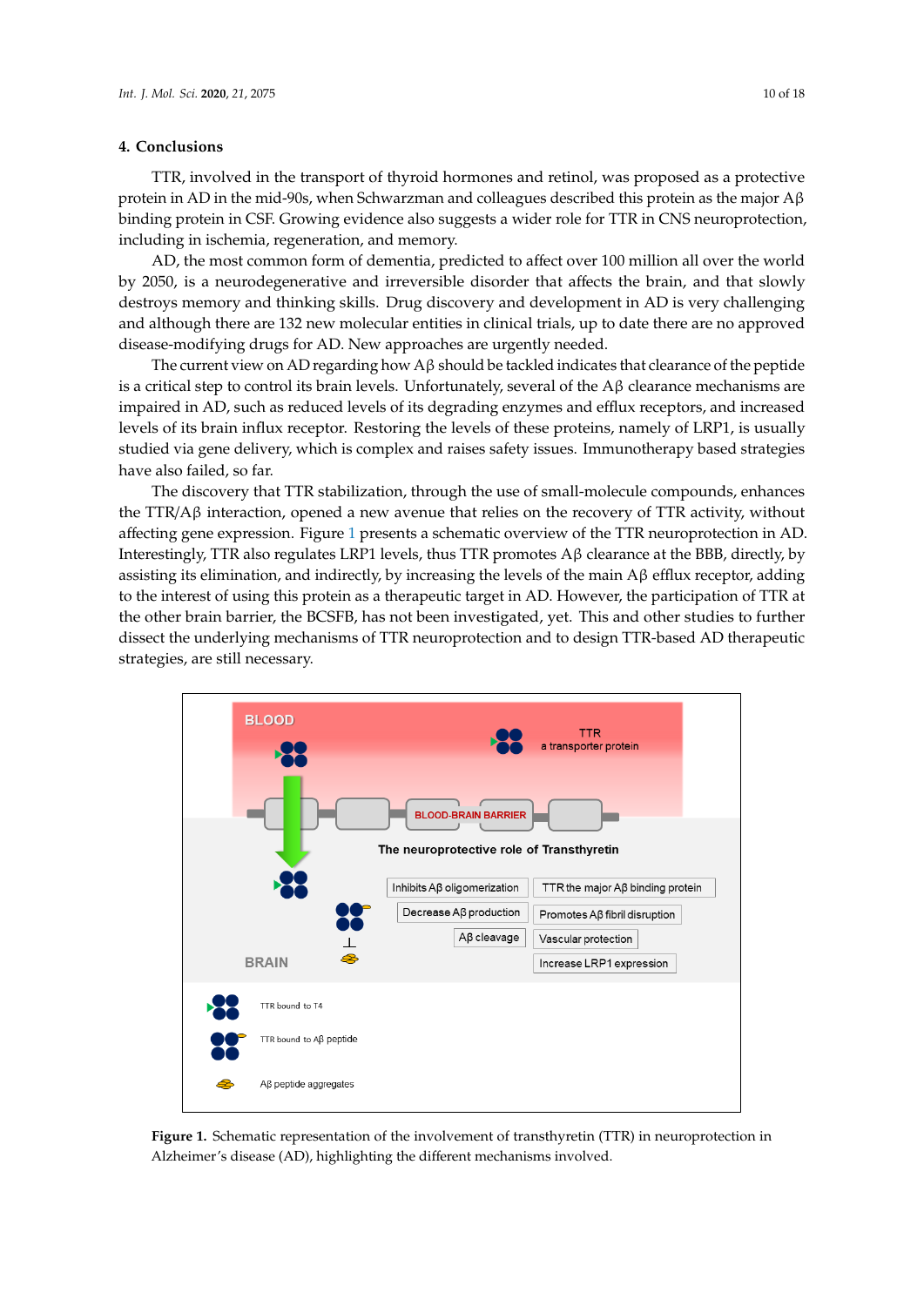## 4. Conclusions

TTR, involved in the transport of thyroid hormones and retinol, was proposed as a protective protein in AD in the mid-90s, when Schwarzman and colleagues described this protein as the major Aβ binding protein in CSF. Growing evidence also suggests a wider role for TTR in CNS neuroprotection, including in ischemia, regeneration, and memory.

AD, the most common form of dementia, predicted to affect over 100 million all over the world by 2050, is a neurodegenerative and irreversible disorder that affects the brain, and that slowly destroys memory and thinking skills. Drug discovery and development in AD is very challenging and although there are 132 new molecular entities in clinical trials, up to date there are no approved disease-modifying drugs for AD. New approaches are urgently needed.

The current view on AD regarding how Aβ should be tackled indicates that clearance of the peptide is a critical step to control its brain levels. Unfortunately, several of the Aβ clearance mechanisms are impaired in AD, such as reduced levels of its degrading enzymes and efflux receptors, and increased levels of its brain influx receptor. Restoring the levels of these proteins, namely of LRP1, is usually studied via gene delivery, which is complex and raises safety issues. Immunotherapy based strategies have also failed, so far.

The discovery that TTR stabilization, through the use of small-molecule compounds, enhances the TTR/Aβ interaction, opened a new avenue that relies on the recovery of TTR activity, without affecting gene expression. Figure 1 presents a schematic overview of the TTR neuroprotection in AD. Interestingly, TTR also regulates LRP1 levels, thus TTR promotes Aβ clearance at the BBB, directly, by assisting its elimination, and indirectly, by increasing the levels of the main Aβ efflux receptor, adding to the interest of using this protein as a therapeutic target in AD. However, the participation of TTR at the other brain barrier, the BCSFB, has not been investigated, yet. This and other studies to further dissect the underlying mechanisms of TTR neuroprotection and to design TTR-based AD therapeutic strategies, are still necessary.

**Figure 1.** Schematic representation of the involvement of transthyretin (TTR) in neuroprotection in Alzheimer's disease (AD), highlighting the different mechanisms involved.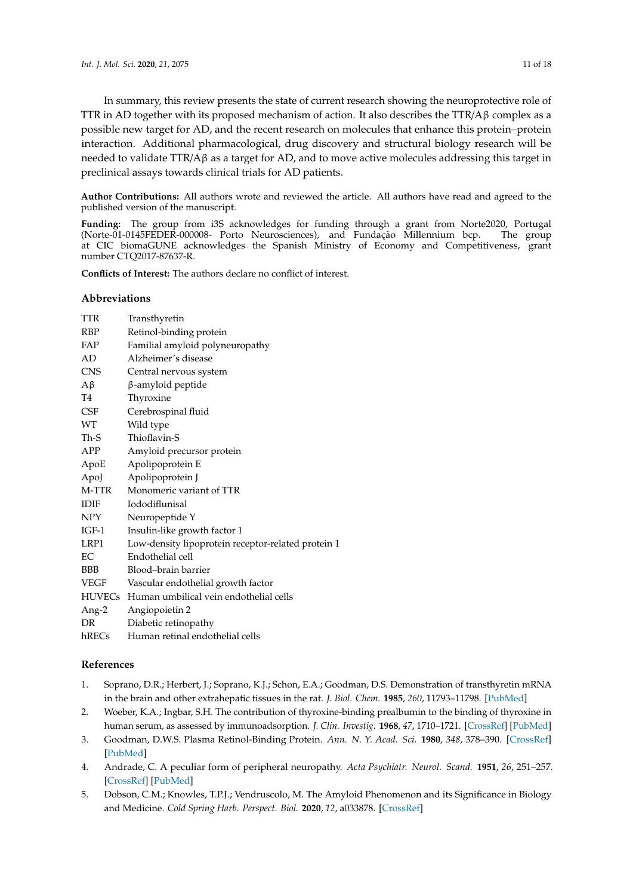In summary, this review presents the state of current research showing the neuroprotective role of TTR in AD together with its proposed mechanism of action. It also describes the TTR/Aβ complex as a possible new target for AD, and the recent research on molecules that enhance this protein–protein interaction. Additional pharmacological, drug discovery and structural biology research will be needed to validate TTR/Aβ as a target for AD, and to move active molecules addressing this target in preclinical assays towards clinical trials for AD patients.

**Author Contributions:** All authors wrote and reviewed the article. All authors have read and agreed to the published version of the manuscript.

**Funding:** The group from i3S acknowledges for funding through a grant from Norte2020, Portugal (Norte-01-0145FEDER-000008- Porto Neurosciences), and Fundação Millennium bcp. The group at CIC biomaGUNE acknowledges the Spanish Ministry of Economy and Competitiveness, grant number CTQ2017-87637-R.

**Conflicts of Interest:** The authors declare no conflict of interest.

## Abbreviations

| | |
|---|---|
| TTR | Transthyretin |
| RBP | Retinol-binding protein |
| FAP | Familial amyloid polyneuropathy |
| AD | Alzheimer's disease |
| CNS | Central nervous system |
| Aβ | β-amyloid peptide |
| T4 | Thyroxine |
| CSF | Cerebrospinal fluid |
| WT | Wild type |
| Th-S | Thioflavin-S |
| APP | Amyloid precursor protein |
| ApoE | Apolipoprotein E |
| ApoJ | Apolipoprotein J |
| M-TTR | Monomeric variant of TTR |
| IDIF | Iododiflunisal |
| NPY | Neuropeptide Y |
| IGF-1 | Insulin-like growth factor 1 |
| LRP1 | Low-density lipoprotein receptor-related protein 1 |
| EC | Endothelial cell |
| BBB | Blood–brain barrier |
| VEGF | Vascular endothelial growth factor |
| HUVECs | Human umbilical vein endothelial cells |
| Ang-2 | Angiopoietin 2 |
| DR | Diabetic retinopathy |
| hRECs | Human retinal endothelial cells |

## References

1. Soprano, D.R.; Herbert, J.; Soprano, K.J.; Schon, E.A.; Goodman, D.S. Demonstration of transthyretin mRNA in the brain and other extrahepatic tissues in the rat. *J. Biol. Chem.* **1985**, *260*, 11793–11798. [PubMed]
2. Woeber, K.A.; Ingbar, S.H. The contribution of thyroxine-binding prealbumin to the binding of thyroxine in human serum, as assessed by immunoadsorption. *J. Clin. Investig.* **1968**, *47*, 1710–1721. [CrossRef] [PubMed]
3. Goodman, D.W.S. Plasma Retinol-Binding Protein. *Ann. N. Y. Acad. Sci.* **1980**, *348*, 378–390. [CrossRef] [PubMed]
4. Andrade, C. A peculiar form of peripheral neuropathy. *Acta Psychiatr. Neurol. Scand.* **1951**, *26*, 251–257. [CrossRef] [PubMed]
5. Dobson, C.M.; Knowles, T.P.J.; Vendruscolo, M. The Amyloid Phenomenon and its Significance in Biology and Medicine. *Cold Spring Harb. Perspect. Biol.* **2020**, *12*, a033878. [CrossRef]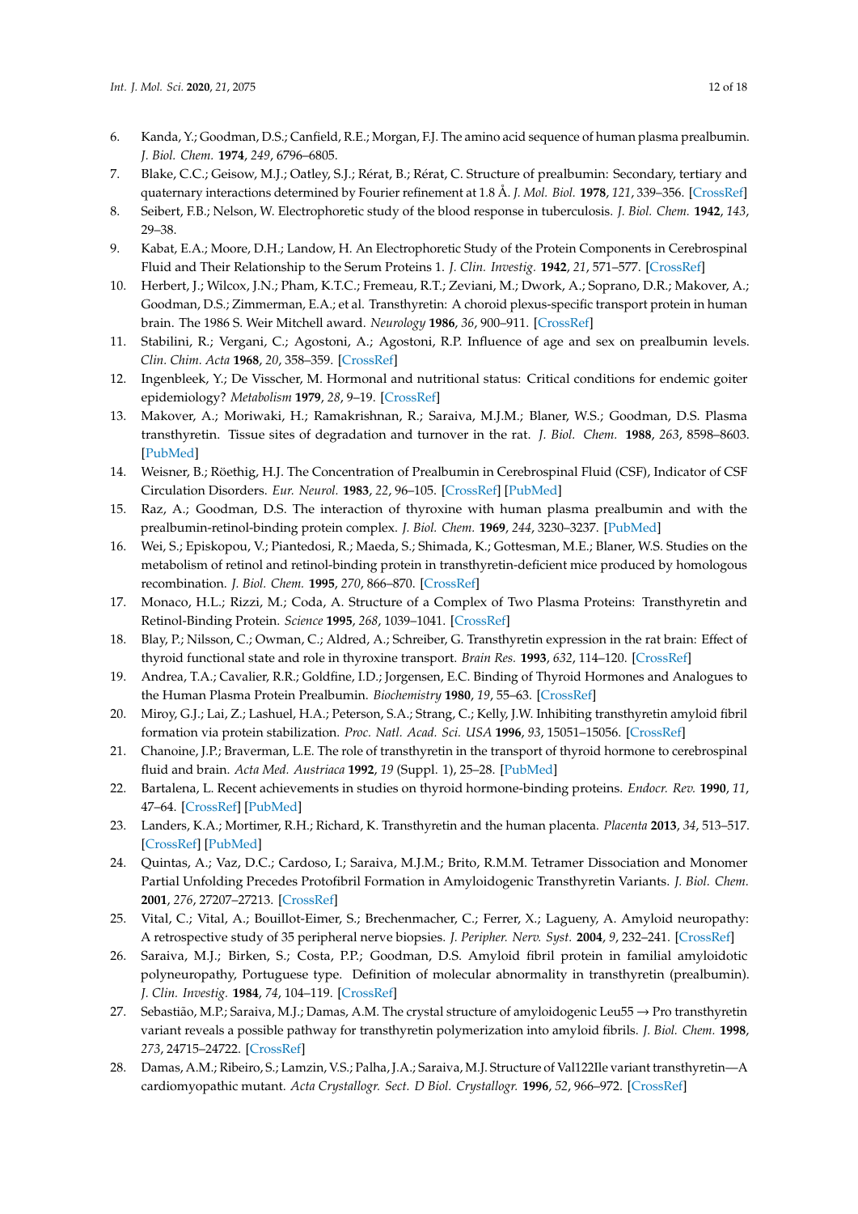6. Kanda, Y.; Goodman, D.S.; Canfield, R.E.; Morgan, F.J. The amino acid sequence of human plasma prealbumin. *J. Biol. Chem.* **1974**, *249*, 6796–6805.
7. Blake, C.C.; Geisow, M.J.; Oatley, S.J.; Rérat, B.; Rérat, C. Structure of prealbumin: Secondary, tertiary and quaternary interactions determined by Fourier refinement at 1.8 Å. *J. Mol. Biol.* **1978**, *121*, 339–356. [CrossRef]
8. Seibert, F.B.; Nelson, W. Electrophoretic study of the blood response in tuberculosis. *J. Biol. Chem.* **1942**, *143*, 29–38.
9. Kabat, E.A.; Moore, D.H.; Landow, H. An Electrophoretic Study of the Protein Components in Cerebrospinal Fluid and Their Relationship to the Serum Proteins 1. *J. Clin. Investig.* **1942**, *21*, 571–577. [CrossRef]
10. Herbert, J.; Wilcox, J.N.; Pham, K.T.C.; Fremeau, R.T.; Zeviani, M.; Dwork, A.; Soprano, D.R.; Makover, A.; Goodman, D.S.; Zimmerman, E.A.; et al. Transthyretin: A choroid plexus-specific transport protein in human brain. The 1986 S. Weir Mitchell award. *Neurology* **1986**, *36*, 900–911. [CrossRef]
11. Stabilini, R.; Vergani, C.; Agostoni, A.; Agostoni, R.P. Influence of age and sex on prealbumin levels. *Clin. Chim. Acta* **1968**, *20*, 358–359. [CrossRef]
12. Ingenbleek, Y.; De Visscher, M. Hormonal and nutritional status: Critical conditions for endemic goiter epidemiology? *Metabolism* **1979**, *28*, 9–19. [CrossRef]
13. Makover, A.; Moriwaki, H.; Ramakrishnan, R.; Saraiva, M.J.M.; Blaner, W.S.; Goodman, D.S. Plasma transthyretin. Tissue sites of degradation and turnover in the rat. *J. Biol. Chem.* **1988**, *263*, 8598–8603. [PubMed]
14. Weisner, B.; Röethig, H.J. The Concentration of Prealbumin in Cerebrospinal Fluid (CSF), Indicator of CSF Circulation Disorders. *Eur. Neurol.* **1983**, *22*, 96–105. [CrossRef] [PubMed]
15. Raz, A.; Goodman, D.S. The interaction of thyroxine with human plasma prealbumin and with the prealbumin-retinol-binding protein complex. *J. Biol. Chem.* **1969**, *244*, 3230–3237. [PubMed]
16. Wei, S.; Episkopou, V.; Piantedosi, R.; Maeda, S.; Shimada, K.; Gottesman, M.E.; Blaner, W.S. Studies on the metabolism of retinol and retinol-binding protein in transthyretin-deficient mice produced by homologous recombination. *J. Biol. Chem.* **1995**, *270*, 866–870. [CrossRef]
17. Monaco, H.L.; Rizzi, M.; Coda, A. Structure of a Complex of Two Plasma Proteins: Transthyretin and Retinol-Binding Protein. *Science* **1995**, *268*, 1039–1041. [CrossRef]
18. Blay, P.; Nilsson, C.; Owman, C.; Aldred, A.; Schreiber, G. Transthyretin expression in the rat brain: Effect of thyroid functional state and role in thyroxine transport. *Brain Res.* **1993**, *632*, 114–120. [CrossRef]
19. Andrea, T.A.; Cavalier, R.R.; Goldfine, I.D.; Jorgensen, E.C. Binding of Thyroid Hormones and Analogues to the Human Plasma Protein Prealbumin. *Biochemistry* **1980**, *19*, 55–63. [CrossRef]
20. Miroy, G.J.; Lai, Z.; Lashuel, H.A.; Peterson, S.A.; Strang, C.; Kelly, J.W. Inhibiting transthyretin amyloid fibril formation via protein stabilization. *Proc. Natl. Acad. Sci. USA* **1996**, *93*, 15051–15056. [CrossRef]
21. Chanoine, J.P.; Braverman, L.E. The role of transthyretin in the transport of thyroid hormone to cerebrospinal fluid and brain. *Acta Med. Austriaca* **1992**, *19* (Suppl. 1), 25–28. [PubMed]
22. Bartalena, L. Recent achievements in studies on thyroid hormone-binding proteins. *Endocr. Rev.* **1990**, *11*, 47–64. [CrossRef] [PubMed]
23. Landers, K.A.; Mortimer, R.H.; Richard, K. Transthyretin and the human placenta. *Placenta* **2013**, *34*, 513–517. [CrossRef] [PubMed]
24. Quintas, A.; Vaz, D.C.; Cardoso, I.; Saraiva, M.J.M.; Brito, R.M.M. Tetramer Dissociation and Monomer Partial Unfolding Precedes Protofibril Formation in Amyloidogenic Transthyretin Variants. *J. Biol. Chem.* **2001**, *276*, 27207–27213. [CrossRef]
25. Vital, C.; Vital, A.; Bouillot-Eimer, S.; Brechenmacher, C.; Ferrer, X.; Lagueny, A. Amyloid neuropathy: A retrospective study of 35 peripheral nerve biopsies. *J. Peripher. Nerv. Syst.* **2004**, *9*, 232–241. [CrossRef]
26. Saraiva, M.J.; Birken, S.; Costa, P.P.; Goodman, D.S. Amyloid fibril protein in familial amyloidotic polyneuropathy, Portuguese type. Definition of molecular abnormality in transthyretin (prealbumin). *J. Clin. Investig.* **1984**, *74*, 104–119. [CrossRef]
27. Sebastião, M.P.; Saraiva, M.J.; Damas, A.M. The crystal structure of amyloidogenic Leu55 → Pro transthyretin variant reveals a possible pathway for transthyretin polymerization into amyloid fibrils. *J. Biol. Chem.* **1998**, *273*, 24715–24722. [CrossRef]
28. Damas, A.M.; Ribeiro, S.; Lamzin, V.S.; Palha, J.A.; Saraiva, M.J. Structure of Val122Ile variant transthyretin—A cardiomyopathic mutant. *Acta Crystallogr. Sect. D Biol. Crystallogr.* **1996**, *52*, 966–972. [CrossRef]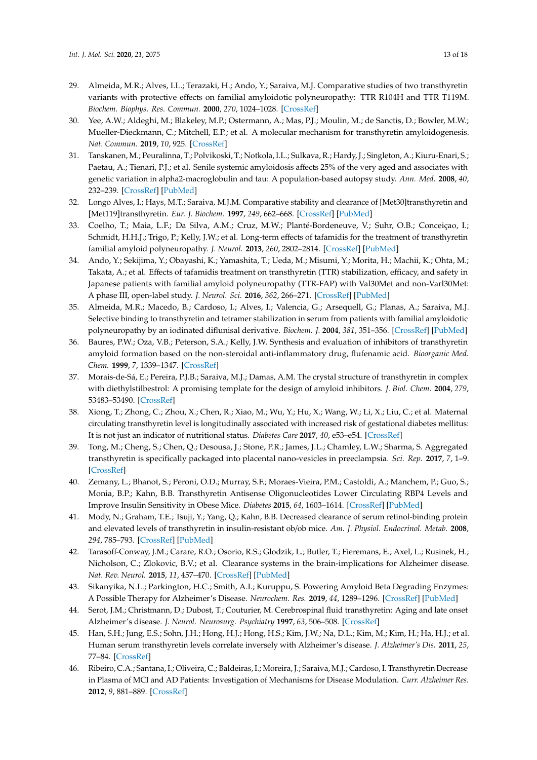29. Almeida, M.R.; Alves, I.L.; Terazaki, H.; Ando, Y.; Saraiva, M.J. Comparative studies of two transthyretin variants with protective effects on familial amyloidotic polyneuropathy: TTR R104H and TTR T119M. *Biochem. Biophys. Res. Commun.* **2000**, *270*, 1024–1028. [CrossRef]
30. Yee, A.W.; Aldeghi, M.; Blakeley, M.P.; Ostermann, A.; Mas, P.J.; Moulin, M.; de Sanctis, D.; Bowler, M.W.; Mueller-Dieckmann, C.; Mitchell, E.P.; et al. A molecular mechanism for transthyretin amyloidogenesis. *Nat. Commun.* **2019**, *10*, 925. [CrossRef]
31. Tanskanen, M.; Peuralinna, T.; Polvikoski, T.; Notkola, I.L.; Sulkava, R.; Hardy, J.; Singleton, A.; Kiuru-Enari, S.; Paetau, A.; Tienari, P.J.; et al. Senile systemic amyloidosis affects 25% of the very aged and associates with genetic variation in alpha2-macroglobulin and tau: A population-based autopsy study. *Ann. Med.* **2008**, *40*, 232–239. [CrossRef] [PubMed]
32. Longo Alves, I.; Hays, M.T.; Saraiva, M.J.M. Comparative stability and clearance of [Met30]transthyretin and [Met119]transthyretin. *Eur. J. Biochem.* **1997**, *249*, 662–668. [CrossRef] [PubMed]
33. Coelho, T.; Maia, L.F.; Da Silva, A.M.; Cruz, M.W.; Planté-Bordeneuve, V.; Suhr, O.B.; Conceiçao, I.; Schmidt, H.H.J.; Trigo, P.; Kelly, J.W.; et al. Long-term effects of tafamidis for the treatment of transthyretin familial amyloid polyneuropathy. *J. Neurol.* **2013**, *260*, 2802–2814. [CrossRef] [PubMed]
34. Ando, Y.; Sekijima, Y.; Obayashi, K.; Yamashita, T.; Ueda, M.; Misumi, Y.; Morita, H.; Machii, K.; Ohta, M.; Takata, A.; et al. Effects of tafamidis treatment on transthyretin (TTR) stabilization, efficacy, and safety in Japanese patients with familial amyloid polyneuropathy (TTR-FAP) with Val30Met and non-Varl30Met: A phase III, open-label study. *J. Neurol. Sci.* **2016**, *362*, 266–271. [CrossRef] [PubMed]
35. Almeida, M.R.; Macedo, B.; Cardoso, I.; Alves, I.; Valencia, G.; Arsequell, G.; Planas, A.; Saraiva, M.J. Selective binding to transthyretin and tetramer stabilization in serum from patients with familial amyloidotic polyneuropathy by an iodinated diflunisal derivative. *Biochem. J.* **2004**, *381*, 351–356. [CrossRef] [PubMed]
36. Baures, P.W.; Oza, V.B.; Peterson, S.A.; Kelly, J.W. Synthesis and evaluation of inhibitors of transthyretin amyloid formation based on the non-steroidal anti-inflammatory drug, flufenamic acid. *Bioorganic Med. Chem.* **1999**, *7*, 1339–1347. [CrossRef]
37. Morais-de-Sá, E.; Pereira, P.J.B.; Saraiva, M.J.; Damas, A.M. The crystal structure of transthyretin in complex with diethylstilbestrol: A promising template for the design of amyloid inhibitors. *J. Biol. Chem.* **2004**, *279*, 53483–53490. [CrossRef]
38. Xiong, T.; Zhong, C.; Zhou, X.; Chen, R.; Xiao, M.; Wu, Y.; Hu, X.; Wang, W.; Li, X.; Liu, C.; et al. Maternal circulating transthyretin level is longitudinally associated with increased risk of gestational diabetes mellitus: It is not just an indicator of nutritional status. *Diabetes Care* **2017**, *40*, e53–e54. [CrossRef]
39. Tong, M.; Cheng, S.; Chen, Q.; Desousa, J.; Stone, P.R.; James, J.L.; Chamley, L.W.; Sharma, S. Aggregated transthyretin is specifically packaged into placental nano-vesicles in preeclampsia. *Sci. Rep.* **2017**, *7*, 1–9. [CrossRef]
40. Zemany, L.; Bhanot, S.; Peroni, O.D.; Murray, S.F.; Moraes-Vieira, P.M.; Castoldi, A.; Manchem, P.; Guo, S.; Monia, B.P.; Kahn, B.B. Transthyretin Antisense Oligonucleotides Lower Circulating RBP4 Levels and Improve Insulin Sensitivity in Obese Mice. *Diabetes* **2015**, *64*, 1603–1614. [CrossRef] [PubMed]
41. Mody, N.; Graham, T.E.; Tsuji, Y.; Yang, Q.; Kahn, B.B. Decreased clearance of serum retinol-binding protein and elevated levels of transthyretin in insulin-resistant ob/ob mice. *Am. J. Physiol. Endocrinol. Metab.* **2008**, *294*, 785–793. [CrossRef] [PubMed]
42. Tarasoff-Conway, J.M.; Carare, R.O.; Osorio, R.S.; Glodzik, L.; Butler, T.; Fieremans, E.; Axel, L.; Rusinek, H.; Nicholson, C.; Zlokovic, B.V.; et al. Clearance systems in the brain-implications for Alzheimer disease. *Nat. Rev. Neurol.* **2015**, *11*, 457–470. [CrossRef] [PubMed]
43. Sikanyika, N.L.; Parkington, H.C.; Smith, A.I.; Kuruppu, S. Powering Amyloid Beta Degrading Enzymes: A Possible Therapy for Alzheimer's Disease. *Neurochem. Res.* **2019**, *44*, 1289–1296. [CrossRef] [PubMed]
44. Serot, J.M.; Christmann, D.; Dubost, T.; Couturier, M. Cerebrospinal fluid transthyretin: Aging and late onset Alzheimer's disease. *J. Neurol. Neurosurg. Psychiatry* **1997**, *63*, 506–508. [CrossRef]
45. Han, S.H.; Jung, E.S.; Sohn, J.H.; Hong, H.J.; Hong, H.S.; Kim, J.W.; Na, D.L.; Kim, M.; Kim, H.; Ha, H.J.; et al. Human serum transthyretin levels correlate inversely with Alzheimer's disease. *J. Alzheimer's Dis.* **2011**, *25*, 77–84. [CrossRef]
46. Ribeiro, C.A.; Santana, I.; Oliveira, C.; Baldeiras, I.; Moreira, J.; Saraiva, M.J.; Cardoso, I. Transthyretin Decrease in Plasma of MCI and AD Patients: Investigation of Mechanisms for Disease Modulation. *Curr. Alzheimer Res.* **2012**, *9*, 881–889. [CrossRef]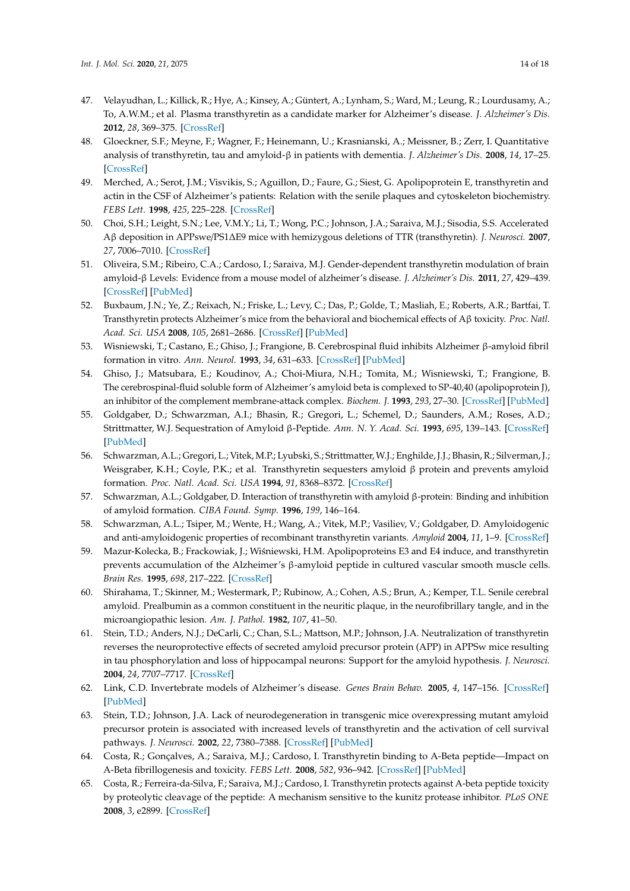47. Velayudhan, L.; Killick, R.; Hye, A.; Kinsey, A.; Güntert, A.; Lynham, S.; Ward, M.; Leung, R.; Lourdusamy, A.; To, A.W.M.; et al. Plasma transthyretin as a candidate marker for Alzheimer's disease. *J. Alzheimer's Dis.* **2012**, *28*, 369–375. [CrossRef]
48. Gloeckner, S.F.; Meyne, F.; Wagner, F.; Heinemann, U.; Krasnianski, A.; Meissner, B.; Zerr, I. Quantitative analysis of transthyretin, tau and amyloid-β in patients with dementia. *J. Alzheimer's Dis.* **2008**, *14*, 17–25. [CrossRef]
49. Merched, A.; Serot, J.M.; Visvikis, S.; Aguillon, D.; Faure, G.; Siest, G. Apolipoprotein E, transthyretin and actin in the CSF of Alzheimer's patients: Relation with the senile plaques and cytoskeleton biochemistry. *FEBS Lett.* **1998**, *425*, 225–228. [CrossRef]
50. Choi, S.H.; Leight, S.N.; Lee, V.M.Y.; Li, T.; Wong, P.C.; Johnson, J.A.; Saraiva, M.J.; Sisodia, S.S. Accelerated Aβ deposition in APPswe/PS1ΔE9 mice with hemizygous deletions of TTR (transthyretin). *J. Neurosci.* **2007**, *27*, 7006–7010. [CrossRef]
51. Oliveira, S.M.; Ribeiro, C.A.; Cardoso, I.; Saraiva, M.J. Gender-dependent transthyretin modulation of brain amyloid-β Levels: Evidence from a mouse model of alzheimer's disease. *J. Alzheimer's Dis.* **2011**, *27*, 429–439. [CrossRef] [PubMed]
52. Buxbaum, J.N.; Ye, Z.; Reixach, N.; Friske, L.; Levy, C.; Das, P.; Golde, T.; Masliah, E.; Roberts, A.R.; Bartfai, T. Transthyretin protects Alzheimer's mice from the behavioral and biochemical effects of Aβ toxicity. *Proc. Natl. Acad. Sci. USA* **2008**, *105*, 2681–2686. [CrossRef] [PubMed]
53. Wisniewski, T.; Castano, E.; Ghiso, J.; Frangione, B. Cerebrospinal fluid inhibits Alzheimer β-amyloid fibril formation in vitro. *Ann. Neurol.* **1993**, *34*, 631–633. [CrossRef] [PubMed]
54. Ghiso, J.; Matsubara, E.; Koudinov, A.; Choi-Miura, N.H.; Tomita, M.; Wisniewski, T.; Frangione, B. The cerebrospinal-fluid soluble form of Alzheimer's amyloid beta is complexed to SP-40,40 (apolipoprotein J), an inhibitor of the complement membrane-attack complex. *Biochem. J.* **1993**, *293*, 27–30. [CrossRef] [PubMed]
55. Goldgaber, D.; Schwarzman, A.I.; Bhasin, R.; Gregori, L.; Schemel, D.; Saunders, A.M.; Roses, A.D.; Strittmatter, W.J. Sequestration of Amyloid β-Peptide. *Ann. N. Y. Acad. Sci.* **1993**, *695*, 139–143. [CrossRef] [PubMed]
56. Schwarzman, A.L.; Gregori, L.; Vitek, M.P.; Lyubski, S.; Strittmatter, W.J.; Enghilde, J.J.; Bhasin, R.; Silverman, J.; Weisgraber, K.H.; Coyle, P.K.; et al. Transthyretin sequesters amyloid β protein and prevents amyloid formation. *Proc. Natl. Acad. Sci. USA* **1994**, *91*, 8368–8372. [CrossRef]
57. Schwarzman, A.L.; Goldgaber, D. Interaction of transthyretin with amyloid β-protein: Binding and inhibition of amyloid formation. *CIBA Found. Symp.* **1996**, *199*, 146–164.
58. Schwarzman, A.L.; Tsiper, M.; Wente, H.; Wang, A.; Vitek, M.P.; Vasiliev, V.; Goldgaber, D. Amyloidogenic and anti-amyloidogenic properties of recombinant transthyretin variants. *Amyloid* **2004**, *11*, 1–9. [CrossRef]
59. Mazur-Kolecka, B.; Frackowiak, J.; Wiśniewski, H.M. Apolipoproteins E3 and E4 induce, and transthyretin prevents accumulation of the Alzheimer's β-amyloid peptide in cultured vascular smooth muscle cells. *Brain Res.* **1995**, *698*, 217–222. [CrossRef]
60. Shirahama, T.; Skinner, M.; Westermark, P.; Rubinow, A.; Cohen, A.S.; Brun, A.; Kemper, T.L. Senile cerebral amyloid. Prealbumin as a common constituent in the neuritic plaque, in the neurofibrillary tangle, and in the microangiopathic lesion. *Am. J. Pathol.* **1982**, *107*, 41–50.
61. Stein, T.D.; Anders, N.J.; DeCarli, C.; Chan, S.L.; Mattson, M.P.; Johnson, J.A. Neutralization of transthyretin reverses the neuroprotective effects of secreted amyloid precursor protein (APP) in APPSw mice resulting in tau phosphorylation and loss of hippocampal neurons: Support for the amyloid hypothesis. *J. Neurosci.* **2004**, *24*, 7707–7717. [CrossRef]
62. Link, C.D. Invertebrate models of Alzheimer's disease. *Genes Brain Behav.* **2005**, *4*, 147–156. [CrossRef] [PubMed]
63. Stein, T.D.; Johnson, J.A. Lack of neurodegeneration in transgenic mice overexpressing mutant amyloid precursor protein is associated with increased levels of transthyretin and the activation of cell survival pathways. *J. Neurosci.* **2002**, *22*, 7380–7388. [CrossRef] [PubMed]
64. Costa, R.; Gonçalves, A.; Saraiva, M.J.; Cardoso, I. Transthyretin binding to A-Beta peptide—Impact on A-Beta fibrillogenesis and toxicity. *FEBS Lett.* **2008**, *582*, 936–942. [CrossRef] [PubMed]
65. Costa, R.; Ferreira-da-Silva, F.; Saraiva, M.J.; Cardoso, I. Transthyretin protects against A-beta peptide toxicity by proteolytic cleavage of the peptide: A mechanism sensitive to the kunitz protease inhibitor. *PLoS ONE* **2008**, *3*, e2899. [CrossRef]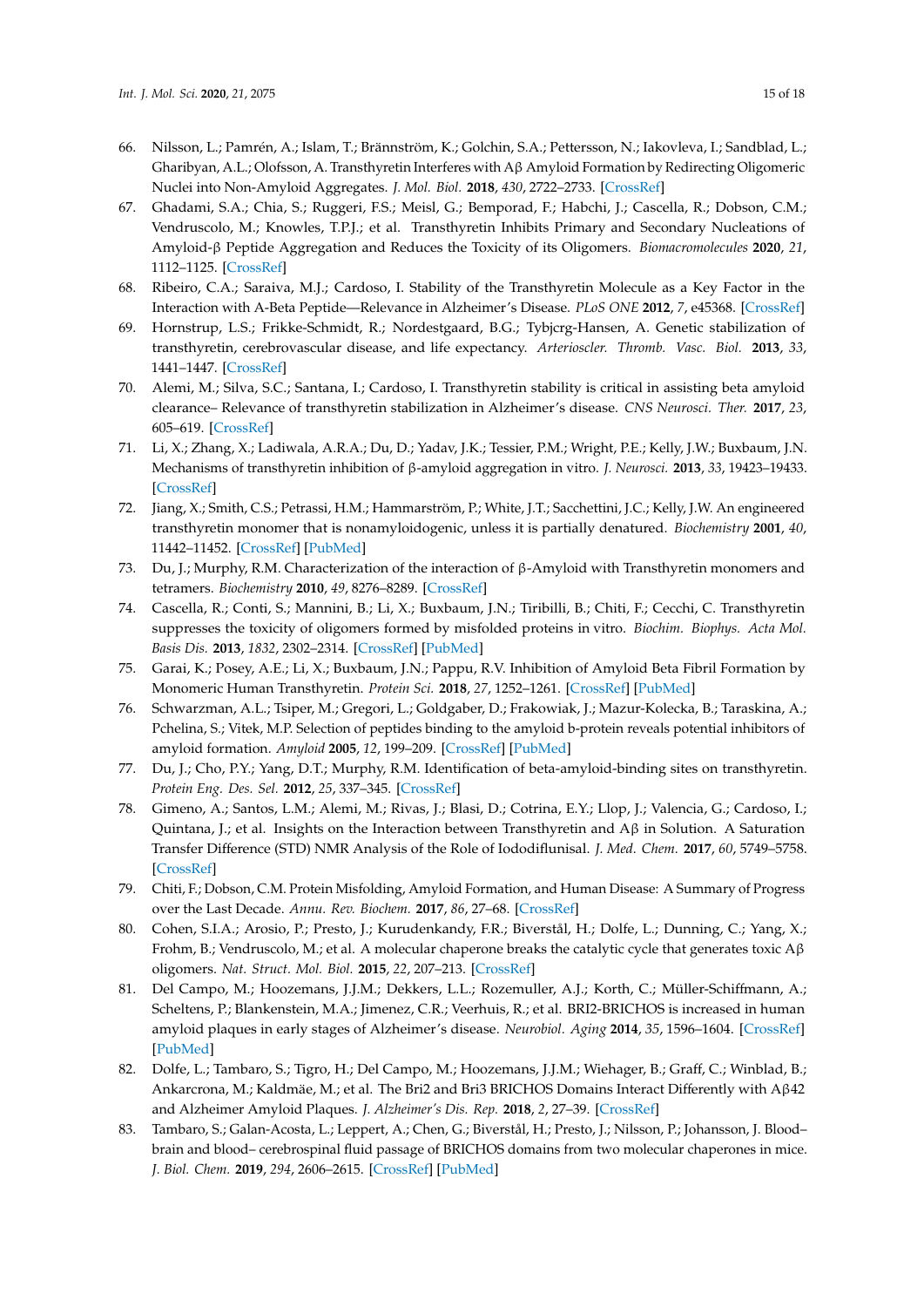66. Nilsson, L.; Pamrén, A.; Islam, T.; Brännström, K.; Golchin, S.A.; Pettersson, N.; Iakovleva, I.; Sandblad, L.; Gharibyan, A.L.; Olofsson, A. Transthyretin Interferes with Aβ Amyloid Formation by Redirecting Oligomeric Nuclei into Non-Amyloid Aggregates. *J. Mol. Biol.* **2018**, *430*, 2722–2733. [CrossRef]
67. Ghadami, S.A.; Chia, S.; Ruggeri, F.S.; Meisl, G.; Bemporad, F.; Habchi, J.; Cascella, R.; Dobson, C.M.; Vendruscolo, M.; Knowles, T.P.J.; et al. Transthyretin Inhibits Primary and Secondary Nucleations of Amyloid-β Peptide Aggregation and Reduces the Toxicity of its Oligomers. *Biomacromolecules* **2020**, *21*, 1112–1125. [CrossRef]
68. Ribeiro, C.A.; Saraiva, M.J.; Cardoso, I. Stability of the Transthyretin Molecule as a Key Factor in the Interaction with A-Beta Peptide—Relevance in Alzheimer's Disease. *PLoS ONE* **2012**, *7*, e45368. [CrossRef]
69. Hornstrup, L.S.; Frikke-Schmidt, R.; Nordestgaard, B.G.; Tybjcrg-Hansen, A. Genetic stabilization of transthyretin, cerebrovascular disease, and life expectancy. *Arterioscler. Thromb. Vasc. Biol.* **2013**, *33*, 1441–1447. [CrossRef]
70. Alemi, M.; Silva, S.C.; Santana, I.; Cardoso, I. Transthyretin stability is critical in assisting beta amyloid clearance– Relevance of transthyretin stabilization in Alzheimer's disease. *CNS Neurosci. Ther.* **2017**, *23*, 605–619. [CrossRef]
71. Li, X.; Zhang, X.; Ladiwala, A.R.A.; Du, D.; Yadav, J.K.; Tessier, P.M.; Wright, P.E.; Kelly, J.W.; Buxbaum, J.N. Mechanisms of transthyretin inhibition of β-amyloid aggregation in vitro. *J. Neurosci.* **2013**, *33*, 19423–19433. [CrossRef]
72. Jiang, X.; Smith, C.S.; Petrassi, H.M.; Hammarström, P.; White, J.T.; Sacchettini, J.C.; Kelly, J.W. An engineered transthyretin monomer that is nonamyloidogenic, unless it is partially denatured. *Biochemistry* **2001**, *40*, 11442–11452. [CrossRef] [PubMed]
73. Du, J.; Murphy, R.M. Characterization of the interaction of β-Amyloid with Transthyretin monomers and tetramers. *Biochemistry* **2010**, *49*, 8276–8289. [CrossRef]
74. Cascella, R.; Conti, S.; Mannini, B.; Li, X.; Buxbaum, J.N.; Tiribilli, B.; Chiti, F.; Cecchi, C. Transthyretin suppresses the toxicity of oligomers formed by misfolded proteins in vitro. *Biochim. Biophys. Acta Mol. Basis Dis.* **2013**, *1832*, 2302–2314. [CrossRef] [PubMed]
75. Garai, K.; Posey, A.E.; Li, X.; Buxbaum, J.N.; Pappu, R.V. Inhibition of Amyloid Beta Fibril Formation by Monomeric Human Transthyretin. *Protein Sci.* **2018**, *27*, 1252–1261. [CrossRef] [PubMed]
76. Schwarzman, A.L.; Tsiper, M.; Gregori, L.; Goldgaber, D.; Frakowiak, J.; Mazur-Kolecka, B.; Taraskina, A.; Pchelina, S.; Vitek, M.P. Selection of peptides binding to the amyloid b-protein reveals potential inhibitors of amyloid formation. *Amyloid* **2005**, *12*, 199–209. [CrossRef] [PubMed]
77. Du, J.; Cho, P.Y.; Yang, D.T.; Murphy, R.M. Identification of beta-amyloid-binding sites on transthyretin. *Protein Eng. Des. Sel.* **2012**, *25*, 337–345. [CrossRef]
78. Gimeno, A.; Santos, L.M.; Alemi, M.; Rivas, J.; Blasi, D.; Cotrina, E.Y.; Llop, J.; Valencia, G.; Cardoso, I.; Quintana, J.; et al. Insights on the Interaction between Transthyretin and Aβ in Solution. A Saturation Transfer Difference (STD) NMR Analysis of the Role of Iododiflunisal. *J. Med. Chem.* **2017**, *60*, 5749–5758. [CrossRef]
79. Chiti, F.; Dobson, C.M. Protein Misfolding, Amyloid Formation, and Human Disease: A Summary of Progress over the Last Decade. *Annu. Rev. Biochem.* **2017**, *86*, 27–68. [CrossRef]
80. Cohen, S.I.A.; Arosio, P.; Presto, J.; Kurudenkandy, F.R.; Biverstål, H.; Dolfe, L.; Dunning, C.; Yang, X.; Frohm, B.; Vendruscolo, M.; et al. A molecular chaperone breaks the catalytic cycle that generates toxic Aβ oligomers. *Nat. Struct. Mol. Biol.* **2015**, *22*, 207–213. [CrossRef]
81. Del Campo, M.; Hoozemans, J.J.M.; Dekkers, L.L.; Rozemuller, A.J.; Korth, C.; Müller-Schiffmann, A.; Scheltens, P.; Blankenstein, M.A.; Jimenez, C.R.; Veerhuis, R.; et al. BRI2-BRICHOS is increased in human amyloid plaques in early stages of Alzheimer's disease. *Neurobiol. Aging* **2014**, *35*, 1596–1604. [CrossRef] [PubMed]
82. Dolfe, L.; Tambaro, S.; Tigro, H.; Del Campo, M.; Hoozemans, J.J.M.; Wiehager, B.; Graff, C.; Winblad, B.; Ankarcrona, M.; Kaldmäe, M.; et al. The Bri2 and Bri3 BRICHOS Domains Interact Differently with Aβ42 and Alzheimer Amyloid Plaques. *J. Alzheimer's Dis. Rep.* **2018**, *2*, 27–39. [CrossRef]
83. Tambaro, S.; Galan-Acosta, L.; Leppert, A.; Chen, G.; Biverstål, H.; Presto, J.; Nilsson, P.; Johansson, J. Blood–brain and blood– cerebrospinal fluid passage of BRICHOS domains from two molecular chaperones in mice. *J. Biol. Chem.* **2019**, *294*, 2606–2615. [CrossRef] [PubMed]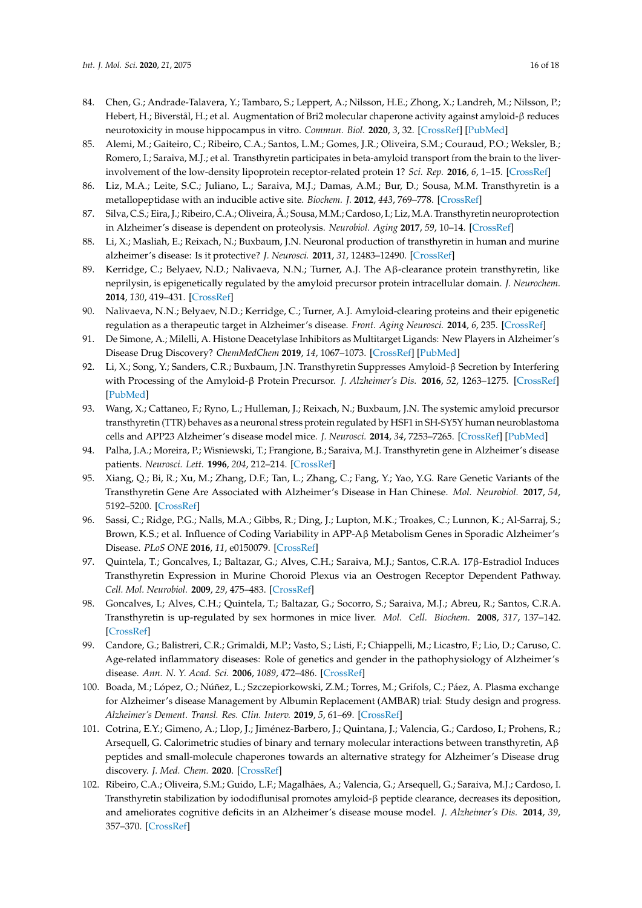84. Chen, G.; Andrade-Talavera, Y.; Tambaro, S.; Leppert, A.; Nilsson, H.E.; Zhong, X.; Landreh, M.; Nilsson, P.; Hebert, H.; Biverstål, H.; et al. Augmentation of Bri2 molecular chaperone activity against amyloid-β reduces neurotoxicity in mouse hippocampus in vitro. *Commun. Biol.* **2020**, *3*, 32. [CrossRef] [PubMed]
85. Alemi, M.; Gaiteiro, C.; Ribeiro, C.A.; Santos, L.M.; Gomes, J.R.; Oliveira, S.M.; Couraud, P.O.; Weksler, B.; Romero, I.; Saraiva, M.J.; et al. Transthyretin participates in beta-amyloid transport from the brain to the liver-involvement of the low-density lipoprotein receptor-related protein 1? *Sci. Rep.* **2016**, *6*, 1–15. [CrossRef]
86. Liz, M.A.; Leite, S.C.; Juliano, L.; Saraiva, M.J.; Damas, A.M.; Bur, D.; Sousa, M.M. Transthyretin is a metallopeptidase with an inducible active site. *Biochem. J.* **2012**, *443*, 769–778. [CrossRef]
87. Silva, C.S.; Eira, J.; Ribeiro, C.A.; Oliveira, Â.; Sousa, M.M.; Cardoso, I.; Liz, M.A. Transthyretin neuroprotection in Alzheimer's disease is dependent on proteolysis. *Neurobiol. Aging* **2017**, *59*, 10–14. [CrossRef]
88. Li, X.; Masliah, E.; Reixach, N.; Buxbaum, J.N. Neuronal production of transthyretin in human and murine alzheimer's disease: Is it protective? *J. Neurosci.* **2011**, *31*, 12483–12490. [CrossRef]
89. Kerridge, C.; Belyaev, N.D.; Nalivaeva, N.N.; Turner, A.J. The Aβ-clearance protein transthyretin, like neprilysin, is epigenetically regulated by the amyloid precursor protein intracellular domain. *J. Neurochem.* **2014**, *130*, 419–431. [CrossRef]
90. Nalivaeva, N.N.; Belyaev, N.D.; Kerridge, C.; Turner, A.J. Amyloid-clearing proteins and their epigenetic regulation as a therapeutic target in Alzheimer's disease. *Front. Aging Neurosci.* **2014**, *6*, 235. [CrossRef]
91. De Simone, A.; Milelli, A. Histone Deacetylase Inhibitors as Multitarget Ligands: New Players in Alzheimer's Disease Drug Discovery? *ChemMedChem* **2019**, *14*, 1067–1073. [CrossRef] [PubMed]
92. Li, X.; Song, Y.; Sanders, C.R.; Buxbaum, J.N. Transthyretin Suppresses Amyloid-β Secretion by Interfering with Processing of the Amyloid-β Protein Precursor. *J. Alzheimer's Dis.* **2016**, *52*, 1263–1275. [CrossRef] [PubMed]
93. Wang, X.; Cattaneo, F.; Ryno, L.; Hulleman, J.; Reixach, N.; Buxbaum, J.N. The systemic amyloid precursor transthyretin (TTR) behaves as a neuronal stress protein regulated by HSF1 in SH-SY5Y human neuroblastoma cells and APP23 Alzheimer's disease model mice. *J. Neurosci.* **2014**, *34*, 7253–7265. [CrossRef] [PubMed]
94. Palha, J.A.; Moreira, P.; Wisniewski, T.; Frangione, B.; Saraiva, M.J. Transthyretin gene in Alzheimer's disease patients. *Neurosci. Lett.* **1996**, *204*, 212–214. [CrossRef]
95. Xiang, Q.; Bi, R.; Xu, M.; Zhang, D.F.; Tan, L.; Zhang, C.; Fang, Y.; Yao, Y.G. Rare Genetic Variants of the Transthyretin Gene Are Associated with Alzheimer's Disease in Han Chinese. *Mol. Neurobiol.* **2017**, *54*, 5192–5200. [CrossRef]
96. Sassi, C.; Ridge, P.G.; Nalls, M.A.; Gibbs, R.; Ding, J.; Lupton, M.K.; Troakes, C.; Lunnon, K.; Al-Sarraj, S.; Brown, K.S.; et al. Influence of Coding Variability in APP-Aβ Metabolism Genes in Sporadic Alzheimer's Disease. *PLoS ONE* **2016**, *11*, e0150079. [CrossRef]
97. Quintela, T.; Goncalves, I.; Baltazar, G.; Alves, C.H.; Saraiva, M.J.; Santos, C.R.A. 17β-Estradiol Induces Transthyretin Expression in Murine Choroid Plexus via an Oestrogen Receptor Dependent Pathway. *Cell. Mol. Neurobiol.* **2009**, *29*, 475–483. [CrossRef]
98. Goncalves, I.; Alves, C.H.; Quintela, T.; Baltazar, G.; Socorro, S.; Saraiva, M.J.; Abreu, R.; Santos, C.R.A. Transthyretin is up-regulated by sex hormones in mice liver. *Mol. Cell. Biochem.* **2008**, *317*, 137–142. [CrossRef]
99. Candore, G.; Balistreri, C.R.; Grimaldi, M.P.; Vasto, S.; Listi, F.; Chiappelli, M.; Licastro, F.; Lio, D.; Caruso, C. Age-related inflammatory diseases: Role of genetics and gender in the pathophysiology of Alzheimer's disease. *Ann. N. Y. Acad. Sci.* **2006**, *1089*, 472–486. [CrossRef]
100. Boada, M.; López, O.; Núñez, L.; Szczepiorkowski, Z.M.; Torres, M.; Grifols, C.; Páez, A. Plasma exchange for Alzheimer's disease Management by Albumin Replacement (AMBAR) trial: Study design and progress. *Alzheimer's Dement. Transl. Res. Clin. Interv.* **2019**, *5*, 61–69. [CrossRef]
101. Cotrina, E.Y.; Gimeno, A.; Llop, J.; Jiménez-Barbero, J.; Quintana, J.; Valencia, G.; Cardoso, I.; Prohens, R.; Arsequell, G. Calorimetric studies of binary and ternary molecular interactions between transthyretin, Aβ peptides and small-molecule chaperones towards an alternative strategy for Alzheimer's Disease drug discovery. *J. Med. Chem.* **2020**. [CrossRef]
102. Ribeiro, C.A.; Oliveira, S.M.; Guido, L.F.; Magalhães, A.; Valencia, G.; Arsequell, G.; Saraiva, M.J.; Cardoso, I. Transthyretin stabilization by iododiflunisal promotes amyloid-β peptide clearance, decreases its deposition, and ameliorates cognitive deficits in an Alzheimer's disease mouse model. *J. Alzheimer's Dis.* **2014**, *39*, 357–370. [CrossRef]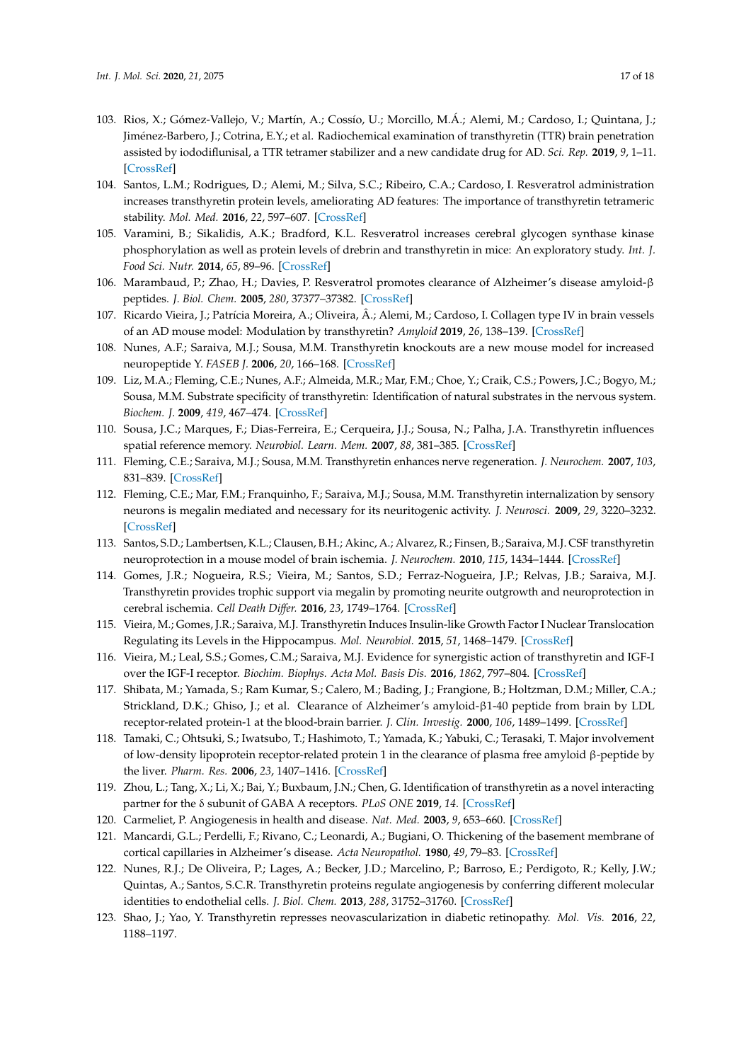103. Rios, X.; Gómez-Vallejo, V.; Martín, A.; Cossío, U.; Morcillo, M.Á.; Alemi, M.; Cardoso, I.; Quintana, J.; Jiménez-Barbero, J.; Cotrina, E.Y.; et al. Radiochemical examination of transthyretin (TTR) brain penetration assisted by iododiflunisal, a TTR tetramer stabilizer and a new candidate drug for AD. *Sci. Rep.* **2019**, *9*, 1–11. [CrossRef]
104. Santos, L.M.; Rodrigues, D.; Alemi, M.; Silva, S.C.; Ribeiro, C.A.; Cardoso, I. Resveratrol administration increases transthyretin protein levels, ameliorating AD features: The importance of transthyretin tetrameric stability. *Mol. Med.* **2016**, *22*, 597–607. [CrossRef]
105. Varamini, B.; Sikalidis, A.K.; Bradford, K.L. Resveratrol increases cerebral glycogen synthase kinase phosphorylation as well as protein levels of drebrin and transthyretin in mice: An exploratory study. *Int. J. Food Sci. Nutr.* **2014**, *65*, 89–96. [CrossRef]
106. Marambaud, P.; Zhao, H.; Davies, P. Resveratrol promotes clearance of Alzheimer's disease amyloid-β peptides. *J. Biol. Chem.* **2005**, *280*, 37377–37382. [CrossRef]
107. Ricardo Vieira, J.; Patrícia Moreira, A.; Oliveira, Â.; Alemi, M.; Cardoso, I. Collagen type IV in brain vessels of an AD mouse model: Modulation by transthyretin? *Amyloid* **2019**, *26*, 138–139. [CrossRef]
108. Nunes, A.F.; Saraiva, M.J.; Sousa, M.M. Transthyretin knockouts are a new mouse model for increased neuropeptide Y. *FASEB J.* **2006**, *20*, 166–168. [CrossRef]
109. Liz, M.A.; Fleming, C.E.; Nunes, A.F.; Almeida, M.R.; Mar, F.M.; Choe, Y.; Craik, C.S.; Powers, J.C.; Bogyo, M.; Sousa, M.M. Substrate specificity of transthyretin: Identification of natural substrates in the nervous system. *Biochem. J.* **2009**, *419*, 467–474. [CrossRef]
110. Sousa, J.C.; Marques, F.; Dias-Ferreira, E.; Cerqueira, J.J.; Sousa, N.; Palha, J.A. Transthyretin influences spatial reference memory. *Neurobiol. Learn. Mem.* **2007**, *88*, 381–385. [CrossRef]
111. Fleming, C.E.; Saraiva, M.J.; Sousa, M.M. Transthyretin enhances nerve regeneration. *J. Neurochem.* **2007**, *103*, 831–839. [CrossRef]
112. Fleming, C.E.; Mar, F.M.; Franquinho, F.; Saraiva, M.J.; Sousa, M.M. Transthyretin internalization by sensory neurons is megalin mediated and necessary for its neuritogenic activity. *J. Neurosci.* **2009**, *29*, 3220–3232. [CrossRef]
113. Santos, S.D.; Lambertsen, K.L.; Clausen, B.H.; Akinc, A.; Alvarez, R.; Finsen, B.; Saraiva, M.J. CSF transthyretin neuroprotection in a mouse model of brain ischemia. *J. Neurochem.* **2010**, *115*, 1434–1444. [CrossRef]
114. Gomes, J.R.; Nogueira, R.S.; Vieira, M.; Santos, S.D.; Ferraz-Nogueira, J.P.; Relvas, J.B.; Saraiva, M.J. Transthyretin provides trophic support via megalin by promoting neurite outgrowth and neuroprotection in cerebral ischemia. *Cell Death Differ.* **2016**, *23*, 1749–1764. [CrossRef]
115. Vieira, M.; Gomes, J.R.; Saraiva, M.J. Transthyretin Induces Insulin-like Growth Factor I Nuclear Translocation Regulating its Levels in the Hippocampus. *Mol. Neurobiol.* **2015**, *51*, 1468–1479. [CrossRef]
116. Vieira, M.; Leal, S.S.; Gomes, C.M.; Saraiva, M.J. Evidence for synergistic action of transthyretin and IGF-I over the IGF-I receptor. *Biochim. Biophys. Acta Mol. Basis Dis.* **2016**, *1862*, 797–804. [CrossRef]
117. Shibata, M.; Yamada, S.; Ram Kumar, S.; Calero, M.; Bading, J.; Frangione, B.; Holtzman, D.M.; Miller, C.A.; Strickland, D.K.; Ghiso, J.; et al. Clearance of Alzheimer's amyloid-β1-40 peptide from brain by LDL receptor-related protein-1 at the blood-brain barrier. *J. Clin. Investig.* **2000**, *106*, 1489–1499. [CrossRef]
118. Tamaki, C.; Ohtsuki, S.; Iwatsubo, T.; Hashimoto, T.; Yamada, K.; Yabuki, C.; Terasaki, T. Major involvement of low-density lipoprotein receptor-related protein 1 in the clearance of plasma free amyloid β-peptide by the liver. *Pharm. Res.* **2006**, *23*, 1407–1416. [CrossRef]
119. Zhou, L.; Tang, X.; Li, X.; Bai, Y.; Buxbaum, J.N.; Chen, G. Identification of transthyretin as a novel interacting partner for the δ subunit of GABA A receptors. *PLoS ONE* **2019**, *14*. [CrossRef]
120. Carmeliet, P. Angiogenesis in health and disease. *Nat. Med.* **2003**, *9*, 653–660. [CrossRef]
121. Mancardi, G.L.; Perdelli, F.; Rivano, C.; Leonardi, A.; Bugiani, O. Thickening of the basement membrane of cortical capillaries in Alzheimer's disease. *Acta Neuropathol.* **1980**, *49*, 79–83. [CrossRef]
122. Nunes, R.J.; De Oliveira, P.; Lages, A.; Becker, J.D.; Marcelino, P.; Barroso, E.; Perdigoto, R.; Kelly, J.W.; Quintas, A.; Santos, S.C.R. Transthyretin proteins regulate angiogenesis by conferring different molecular identities to endothelial cells. *J. Biol. Chem.* **2013**, *288*, 31752–31760. [CrossRef]
123. Shao, J.; Yao, Y. Transthyretin represses neovascularization in diabetic retinopathy. *Mol. Vis.* **2016**, *22*, 1188–1197.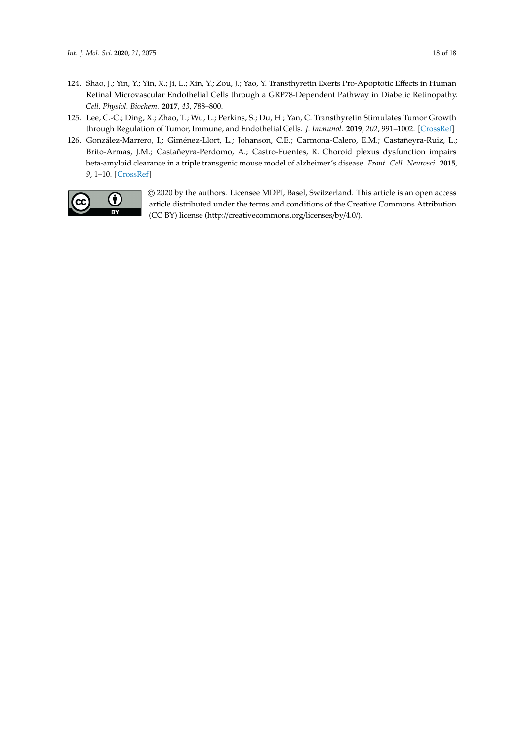124. Shao, J.; Yin, Y.; Yin, X.; Ji, L.; Xin, Y.; Zou, J.; Yao, Y. Transthyretin Exerts Pro-Apoptotic Effects in Human Retinal Microvascular Endothelial Cells through a GRP78-Dependent Pathway in Diabetic Retinopathy. *Cell. Physiol. Biochem.* **2017**, *43*, 788–800.
125. Lee, C.-C.; Ding, X.; Zhao, T.; Wu, L.; Perkins, S.; Du, H.; Yan, C. Transthyretin Stimulates Tumor Growth through Regulation of Tumor, Immune, and Endothelial Cells. *J. Immunol.* **2019**, *202*, 991–1002. [CrossRef]
126. González-Marrero, I.; Giménez-Llort, L.; Johanson, C.E.; Carmona-Calero, E.M.; Castañeyra-Ruiz, L.; Brito-Armas, J.M.; Castañeyra-Perdomo, A.; Castro-Fuentes, R. Choroid plexus dysfunction impairs beta-amyloid clearance in a triple transgenic mouse model of alzheimer's disease. *Front. Cell. Neurosci.* **2015**, *9*, 1–10. [CrossRef]

© 2020 by the authors. Licensee MDPI, Basel, Switzerland. This article is an open access article distributed under the terms and conditions of the Creative Commons Attribution (CC BY) license (http://creativecommons.org/licenses/by/4.0/).